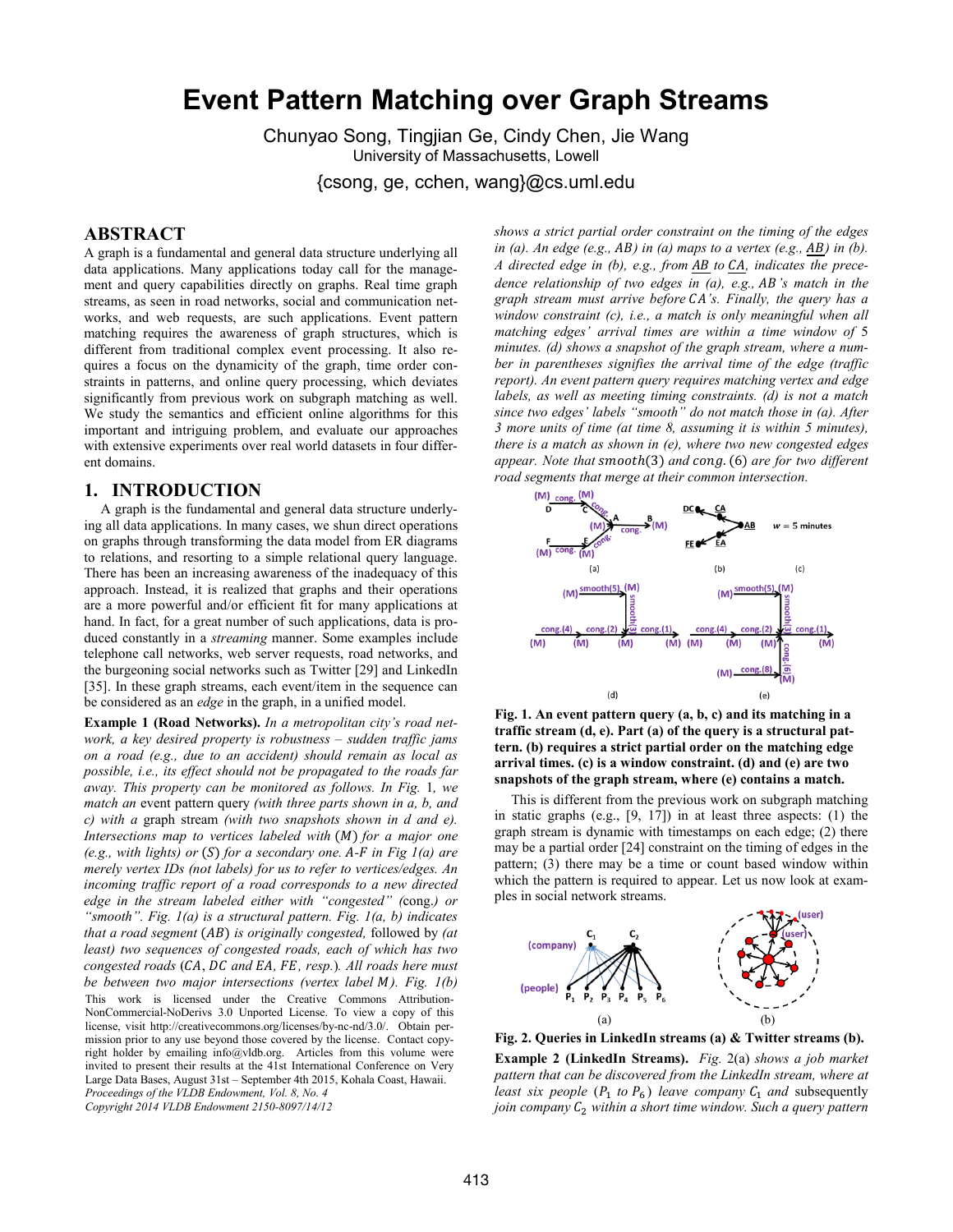# Event Pattern Matching over Graph Streams

Chunyao Song, Tingjian Ge, Cindy Chen, Jie Wang
University of Massachusetts, Lowell
{csong, ge, cchen, wang}@cs.uml.edu

## ABSTRACT

A graph is a fundamental and general data structure underlying all data applications. Many applications today call for the management and query capabilities directly on graphs. Real time graph streams, as seen in road networks, social and communication networks, and web requests, are such applications. Event pattern matching requires the awareness of graph structures, which is different from traditional complex event processing. It also requires a focus on the dynamicity of the graph, time order constraints in patterns, and online query processing, which deviates significantly from previous work on subgraph matching as well. We study the semantics and efficient online algorithms for this important and intriguing problem, and evaluate our approaches with extensive experiments over real world datasets in four different domains.

## 1. INTRODUCTION

A graph is the fundamental and general data structure underlying all data applications. In many cases, we shun direct operations on graphs through transforming the data model from ER diagrams to relations, and resorting to a simple relational query language. There has been an increasing awareness of the inadequacy of this approach. Instead, it is realized that graphs and their operations are a more powerful and/or efficient fit for many applications at hand. In fact, for a great number of such applications, data is produced constantly in a *streaming* manner. Some examples include telephone call networks, web server requests, road networks, and the burgeoning social networks such as Twitter [29] and LinkedIn [35]. In these graph streams, each event/item in the sequence can be considered as an *edge* in the graph, in a unified model.

**Example 1 (Road Networks).** *In a metropolitan city's road network, a key desired property is robustness – sudden traffic jams on a road (e.g., due to an accident) should remain as local as possible, i.e., its effect should not be propagated to the roads far away. This property can be monitored as follows. In Fig.* 1*, we match an* event pattern query *(with three parts shown in a, b, and c) with a* graph stream *(with two snapshots shown in d and e). Intersections map to vertices labeled with* ($M$) *for a major one (e.g., with lights) or* ($S$) *for a secondary one. A-F in Fig 1(a) are merely vertex IDs (not labels) for us to refer to vertices/edges. An incoming traffic report of a road corresponds to a new directed edge in the stream labeled either with "congested" (*cong.*) or "smooth". Fig. 1(a) is a structural pattern. Fig. 1(a, b) indicates that a road segment* ($AB$) *is originally congested,* followed by *(at least) two sequences of congested roads, each of which has two congested roads* ($CA$, $DC$ *and* $EA$, $FE$*, resp.*)*. All roads here must be between two major intersections (vertex label* $M$*). Fig. 1(b) shows a strict partial order constraint on the timing of the edges in (a). An edge (e.g.,* $AB$*) in (a) maps to a vertex (e.g.,* $\underline{AB}$*) in (b). A directed edge in (b), e.g., from* $\underline{AB}$ *to* $\underline{CA}$*, indicates the precedence relationship of two edges in (a), e.g.,* $AB$*'s match in the graph stream must arrive before* $CA$*'s. Finally, the query has a window constraint (c), i.e., a match is only meaningful when all matching edges' arrival times are within a time window of* 5 *minutes. (d) shows a snapshot of the graph stream, where a number in parentheses signifies the arrival time of the edge (traffic report). An event pattern query requires matching vertex and edge labels, as well as meeting timing constraints. (d) is not a match since two edges' labels "smooth" do not match those in (a). After* 3 *more units of time (at time* 8*, assuming it is within* 5 *minutes), there is a match as shown in (e), where two new congested edges appear. Note that* $smooth(3)$ *and* $cong.(6)$ *are for two different road segments that merge at their common intersection.*

**Fig. 1. An event pattern query (a, b, c) and its matching in a traffic stream (d, e). Part (a) of the query is a structural pattern. (b) requires a strict partial order on the matching edge arrival times. (c) is a window constraint. (d) and (e) are two snapshots of the graph stream, where (e) contains a match.**

This is different from the previous work on subgraph matching in static graphs (e.g., [9, 17]) in at least three aspects: (1) the graph stream is dynamic with timestamps on each edge; (2) there may be a partial order [24] constraint on the timing of edges in the pattern; (3) there may be a time or count based window within which the pattern is required to appear. Let us now look at examples in social network streams.

**Fig. 2. Queries in LinkedIn streams (a) & Twitter streams (b).**

**Example 2 (LinkedIn Streams).** *Fig.* 2*(a) shows a job market pattern that can be discovered from the LinkedIn stream, where at least six people* ($P_1$ *to* $P_6$) *leave company* $C_1$ *and* subsequently *join company* $C_2$ *within a short time window. Such a query pattern*

This work is licensed under the Creative Commons Attribution-NonCommercial-NoDerivs 3.0 Unported License. To view a copy of this license, visit http://creativecommons.org/licenses/by-nc-nd/3.0/. Obtain permission prior to any use beyond those covered by the license. Contact copyright holder by emailing info@vldb.org. Articles from this volume were invited to present their results at the 41st International Conference on Very Large Data Bases, August 31st – September 4th 2015, Kohala Coast, Hawaii.
*Proceedings of the VLDB Endowment, Vol. 8, No. 4*
*Copyright 2014 VLDB Endowment 2150-8097/14/12*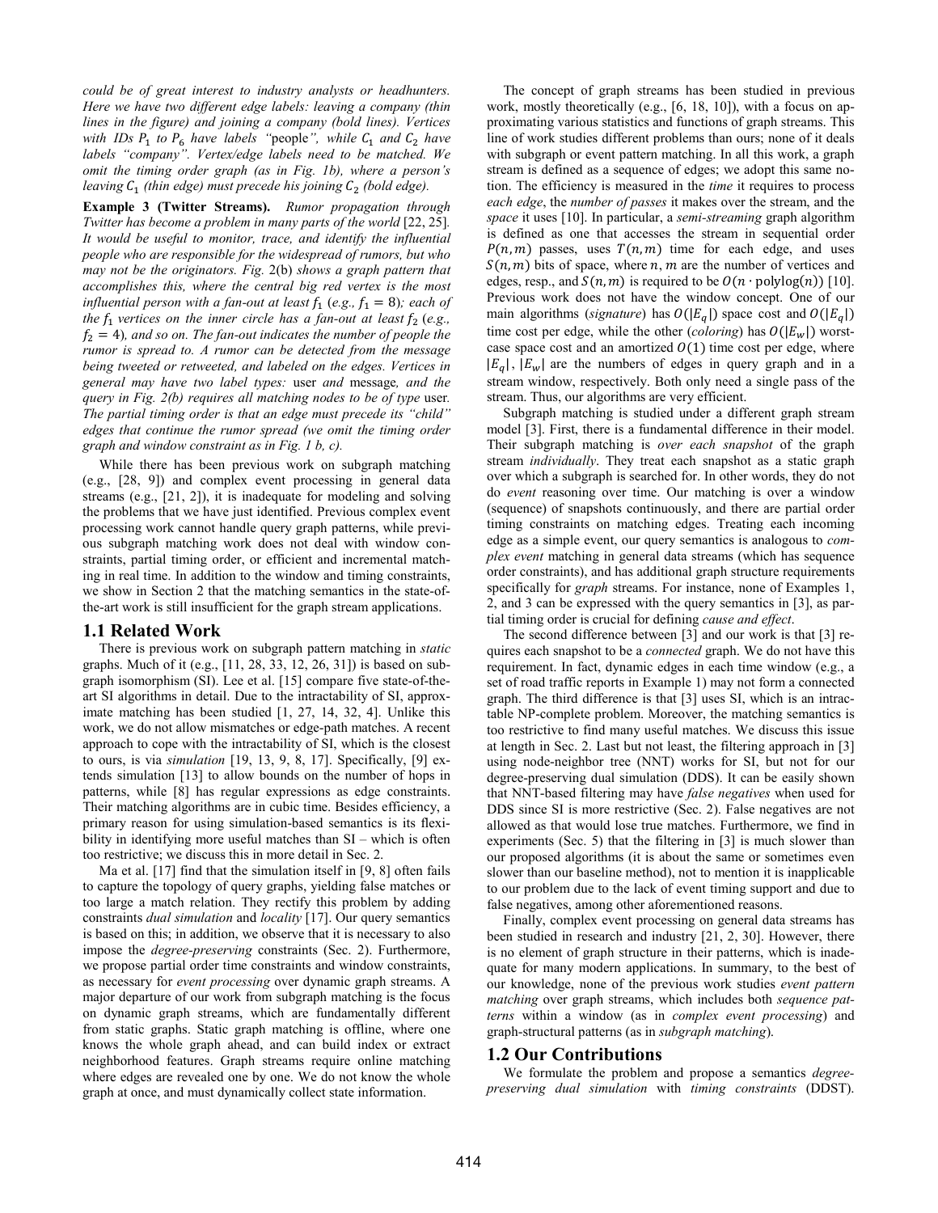*could be of great interest to industry analysts or headhunters. Here we have two different edge labels: leaving a company (thin lines in the figure) and joining a company (bold lines). Vertices with IDs $P_1$ to $P_6$ have labels "*people*", while $C_1$ and $C_2$ have labels "company". Vertex/edge labels need to be matched. We omit the timing order graph (as in Fig. 1b), where a person's leaving $C_1$ (thin edge) must precede his joining $C_2$ (bold edge).*

**Example 3 (Twitter Streams).** *Rumor propagation through Twitter has become a problem in many parts of the world* [22, 25]*. It would be useful to monitor, trace, and identify the influential people who are responsible for the widespread of rumors, but who may not be the originators. Fig.* 2(b) *shows a graph pattern that accomplishes this, where the central big red vertex is the most influential person with a fan-out at least $f_1$ (e.g., $f_1 = 8$); each of the $f_1$ vertices on the inner circle has a fan-out at least $f_2$ (e.g., $f_2 = 4$), and so on. The fan-out indicates the number of people the rumor is spread to. A rumor can be detected from the message being tweeted or retweeted, and labeled on the edges. Vertices in general may have two label types:* user *and* message*, and the query in Fig. 2(b) requires all matching nodes to be of type* user*. The partial timing order is that an edge must precede its "child" edges that continue the rumor spread (we omit the timing order graph and window constraint as in Fig. 1 b, c).*

While there has been previous work on subgraph matching (e.g., [28, 9]) and complex event processing in general data streams (e.g., [21, 2]), it is inadequate for modeling and solving the problems that we have just identified. Previous complex event processing work cannot handle query graph patterns, while previous subgraph matching work does not deal with window constraints, partial timing order, or efficient and incremental matching in real time. In addition to the window and timing constraints, we show in Section 2 that the matching semantics in the state-of-the-art work is still insufficient for the graph stream applications.

## 1.1 Related Work

There is previous work on subgraph pattern matching in *static* graphs. Much of it (e.g., [11, 28, 33, 12, 26, 31]) is based on subgraph isomorphism (SI). Lee et al. [15] compare five state-of-the-art SI algorithms in detail. Due to the intractability of SI, approximate matching has been studied [1, 27, 14, 32, 4]. Unlike this work, we do not allow mismatches or edge-path matches. A recent approach to cope with the intractability of SI, which is the closest to ours, is via *simulation* [19, 13, 9, 8, 17]. Specifically, [9] extends simulation [13] to allow bounds on the number of hops in patterns, while [8] has regular expressions as edge constraints. Their matching algorithms are in cubic time. Besides efficiency, a primary reason for using simulation-based semantics is its flexibility in identifying more useful matches than SI – which is often too restrictive; we discuss this in more detail in Sec. 2.

Ma et al. [17] find that the simulation itself in [9, 8] often fails to capture the topology of query graphs, yielding false matches or too large a match relation. They rectify this problem by adding constraints *dual simulation* and *locality* [17]. Our query semantics is based on this; in addition, we observe that it is necessary to also impose the *degree-preserving* constraints (Sec. 2). Furthermore, we propose partial order time constraints and window constraints, as necessary for *event processing* over dynamic graph streams. A major departure of our work from subgraph matching is the focus on dynamic graph streams, which are fundamentally different from static graphs. Static graph matching is offline, where one knows the whole graph ahead, and can build index or extract neighborhood features. Graph streams require online matching where edges are revealed one by one. We do not know the whole graph at once, and must dynamically collect state information.

The concept of graph streams has been studied in previous work, mostly theoretically (e.g., [6, 18, 10]), with a focus on approximating various statistics and functions of graph streams. This line of work studies different problems than ours; none of it deals with subgraph or event pattern matching. In all this work, a graph stream is defined as a sequence of edges; we adopt this same notion. The efficiency is measured in the *time* it requires to process *each edge*, the *number of passes* it makes over the stream, and the *space* it uses [10]. In particular, a *semi-streaming* graph algorithm is defined as one that accesses the stream in sequential order $P(n,m)$ passes, uses $T(n,m)$ time for each edge, and uses $S(n,m)$ bits of space, where $n$, $m$ are the number of vertices and edges, resp., and $S(n,m)$ is required to be $O(n \cdot \text{polylog}(n))$ [10]. Previous work does not have the window concept. One of our main algorithms (*signature*) has $O(|E_q|)$ space cost and $O(|E_q|)$ time cost per edge, while the other (*coloring*) has $O(|E_w|)$ worst-case space cost and an amortized $O(1)$ time cost per edge, where $|E_q|$, $|E_w|$ are the numbers of edges in query graph and in a stream window, respectively. Both only need a single pass of the stream. Thus, our algorithms are very efficient.

Subgraph matching is studied under a different graph stream model [3]. First, there is a fundamental difference in their model. Their subgraph matching is *over each snapshot* of the graph stream *individually*. They treat each snapshot as a static graph over which a subgraph is searched for. In other words, they do not do *event* reasoning over time. Our matching is over a window (sequence) of snapshots continuously, and there are partial order timing constraints on matching edges. Treating each incoming edge as a simple event, our query semantics is analogous to *complex event* matching in general data streams (which has sequence order constraints), and has additional graph structure requirements specifically for *graph* streams. For instance, none of Examples 1, 2, and 3 can be expressed with the query semantics in [3], as partial timing order is crucial for defining *cause and effect*.

The second difference between [3] and our work is that [3] requires each snapshot to be a *connected* graph. We do not have this requirement. In fact, dynamic edges in each time window (e.g., a set of road traffic reports in Example 1) may not form a connected graph. The third difference is that [3] uses SI, which is an intractable NP-complete problem. Moreover, the matching semantics is too restrictive to find many useful matches. We discuss this issue at length in Sec. 2. Last but not least, the filtering approach in [3] using node-neighbor tree (NNT) works for SI, but not for our degree-preserving dual simulation (DDS). It can be easily shown that NNT-based filtering may have *false negatives* when used for DDS since SI is more restrictive (Sec. 2). False negatives are not allowed as that would lose true matches. Furthermore, we find in experiments (Sec. 5) that the filtering in [3] is much slower than our proposed algorithms (it is about the same or sometimes even slower than our baseline method), not to mention it is inapplicable to our problem due to the lack of event timing support and due to false negatives, among other aforementioned reasons.

Finally, complex event processing on general data streams has been studied in research and industry [21, 2, 30]. However, there is no element of graph structure in their patterns, which is inadequate for many modern applications. In summary, to the best of our knowledge, none of the previous work studies *event pattern matching* over graph streams, which includes both *sequence patterns* within a window (as in *complex event processing*) and graph-structural patterns (as in *subgraph matching*).

## 1.2 Our Contributions

We formulate the problem and propose a semantics *degree-preserving dual simulation* with *timing constraints* (DDST).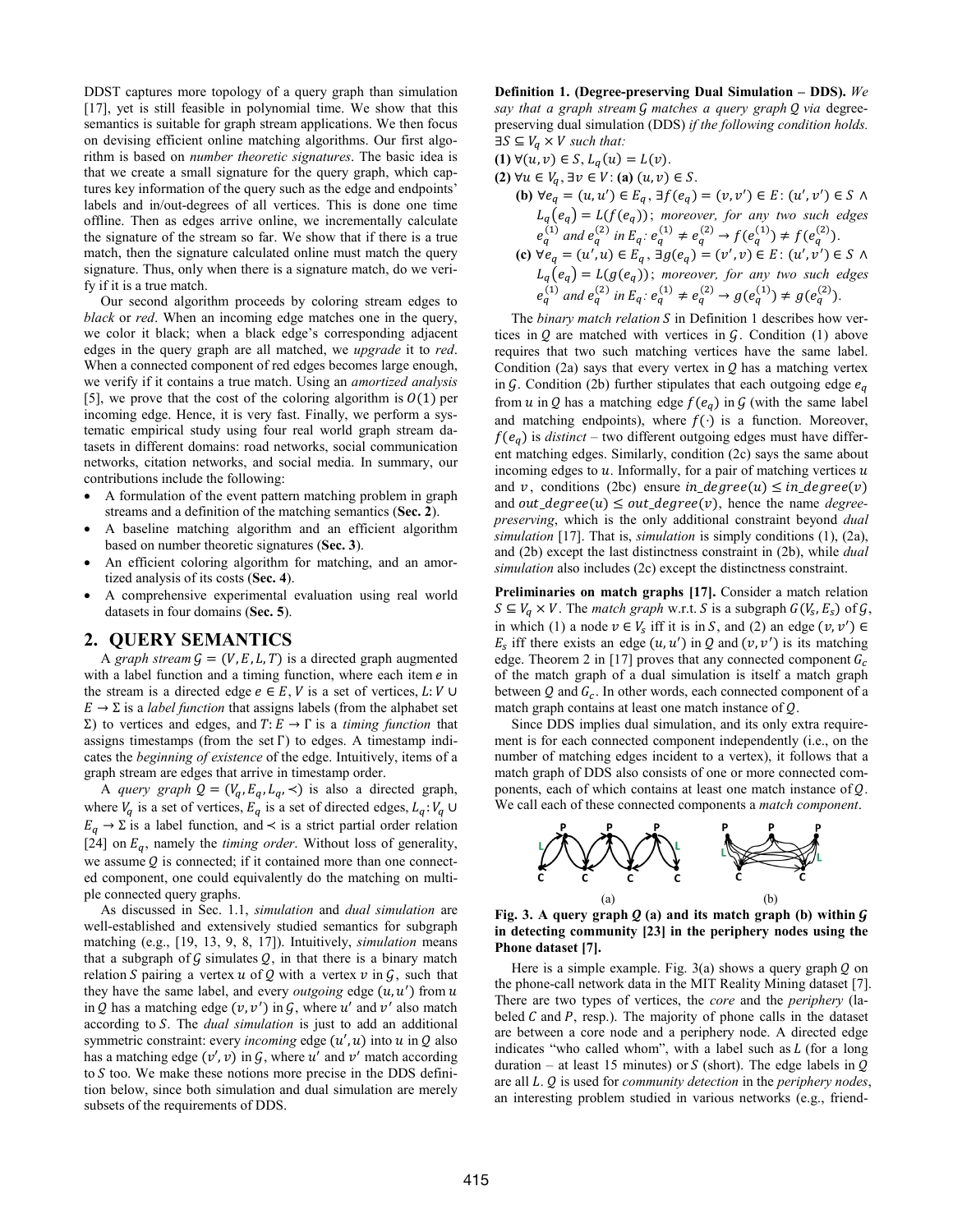DDST captures more topology of a query graph than simulation [17], yet is still feasible in polynomial time. We show that this semantics is suitable for graph stream applications. We then focus on devising efficient online matching algorithms. Our first algorithm is based on *number theoretic signatures*. The basic idea is that we create a small signature for the query graph, which captures key information of the query such as the edge and endpoints' labels and in/out-degrees of all vertices. This is done one time offline. Then as edges arrive online, we incrementally calculate the signature of the stream so far. We show that if there is a true match, then the signature calculated online must match the query signature. Thus, only when there is a signature match, do we verify if it is a true match.

Our second algorithm proceeds by coloring stream edges to *black* or *red*. When an incoming edge matches one in the query, we color it black; when a black edge's corresponding adjacent edges in the query graph are all matched, we *upgrade* it to *red*. When a connected component of red edges becomes large enough, we verify if it contains a true match. Using an *amortized analysis* [5], we prove that the cost of the coloring algorithm is $O(1)$ per incoming edge. Hence, it is very fast. Finally, we perform a systematic empirical study using four real world graph stream datasets in different domains: road networks, social communication networks, citation networks, and social media. In summary, our contributions include the following:

- A formulation of the event pattern matching problem in graph streams and a definition of the matching semantics (**Sec. 2**).
- A baseline matching algorithm and an efficient algorithm based on number theoretic signatures (**Sec. 3**).
- An efficient coloring algorithm for matching, and an amortized analysis of its costs (**Sec. 4**).
- A comprehensive experimental evaluation using real world datasets in four domains (**Sec. 5**).

## 2. QUERY SEMANTICS

A *graph stream* $\mathcal{G} = (V, E, L, T)$ is a directed graph augmented with a label function and a timing function, where each item $e$ in the stream is a directed edge $e \in E$, $V$ is a set of vertices, $L: V \cup E \rightarrow \Sigma$ is a *label function* that assigns labels (from the alphabet set $\Sigma$) to vertices and edges, and $T: E \rightarrow \Gamma$ is a *timing function* that assigns timestamps (from the set $\Gamma$) to edges. A timestamp indicates the *beginning of existence* of the edge. Intuitively, items of a graph stream are edges that arrive in timestamp order.

A *query graph* $Q = (V_q, E_q, L_q, \prec)$ is also a directed graph, where $V_q$ is a set of vertices, $E_q$ is a set of directed edges, $L_q: V_q \cup E_q \rightarrow \Sigma$ is a label function, and $\prec$ is a strict partial order relation [24] on $E_q$, namely the *timing order*. Without loss of generality, we assume $Q$ is connected; if it contained more than one connected component, one could equivalently do the matching on multiple connected query graphs.

As discussed in Sec. 1.1, *simulation* and *dual simulation* are well-established and extensively studied semantics for subgraph matching (e.g., [19, 13, 9, 8, 17]). Intuitively, *simulation* means that a subgraph of $\mathcal{G}$ simulates $Q$, in that there is a binary match relation $S$ pairing a vertex $u$ of $Q$ with a vertex $v$ in $\mathcal{G}$, such that they have the same label, and every *outgoing* edge $(u, u')$ from $u$ in $Q$ has a matching edge $(v, v')$ in $\mathcal{G}$, where $u'$ and $v'$ also match according to $S$. The *dual simulation* is just to add an additional symmetric constraint: every *incoming* edge $(u', u)$ into $u$ in $Q$ also has a matching edge $(v', v)$ in $\mathcal{G}$, where $u'$ and $v'$ match according to $S$ too. We make these notions more precise in the DDS definition below, since both simulation and dual simulation are merely subsets of the requirements of DDS.

**Definition 1. (Degree-preserving Dual Simulation – DDS).** *We say that a graph stream $\mathcal{G}$ matches a query graph $Q$ via* degree-preserving dual simulation (DDS) *if the following condition holds.* $\exists S \subseteq V_q \times V$ *such that:*

**(1)** $\forall (u, v) \in S, L_q(u) = L(v)$.

**(2)** $\forall u \in V_q, \exists v \in V$: **(a)** $(u, v) \in S$.

**(b)** $\forall e_q = (u, u') \in E_q$, $\exists f(e_q) = (v, v') \in E$: $(u', v') \in S \wedge L_q(e_q) = L(f(e_q))$; *moreover, for any two such edges* $e_q^{(1)}$ *and* $e_q^{(2)}$ *in* $E_q$: $e_q^{(1)} \neq e_q^{(2)} \rightarrow f(e_q^{(1)}) \neq f(e_q^{(2)})$.

**(c)** $\forall e_q = (u', u) \in E_q$, $\exists g(e_q) = (v', v) \in E$: $(u', v') \in S \wedge L_q(e_q) = L(g(e_q))$; *moreover, for any two such edges* $e_q^{(1)}$ *and* $e_q^{(2)}$ *in* $E_q$: $e_q^{(1)} \neq e_q^{(2)} \rightarrow g(e_q^{(1)}) \neq g(e_q^{(2)})$.

The *binary match relation* $S$ in Definition 1 describes how vertices in $Q$ are matched with vertices in $\mathcal{G}$. Condition (1) above requires that two such matching vertices have the same label. Condition (2a) says that every vertex in $Q$ has a matching vertex in $\mathcal{G}$. Condition (2b) further stipulates that each outgoing edge $e_q$ from $u$ in $Q$ has a matching edge $f(e_q)$ in $\mathcal{G}$ (with the same label and matching endpoints), where $f(\cdot)$ is a function. Moreover, $f(e_q)$ is *distinct* – two different outgoing edges must have different matching edges. Similarly, condition (2c) says the same about incoming edges to $u$. Informally, for a pair of matching vertices $u$ and $v$, conditions (2bc) ensure $in\_degree(u) \leq in\_degree(v)$ and $out\_degree(u) \leq out\_degree(v)$, hence the name *degree-preserving*, which is the only additional constraint beyond *dual simulation* [17]. That is, *simulation* is simply conditions (1), (2a), and (2b) except the last distinctness constraint in (2b), while *dual simulation* also includes (2c) except the distinctness constraint.

**Preliminaries on match graphs [17].** Consider a match relation $S \subseteq V_q \times V$. The *match graph* w.r.t. $S$ is a subgraph $G(V_s, E_s)$ of $\mathcal{G}$, in which (1) a node $v \in V_s$ iff it is in $S$, and (2) an edge $(v, v') \in E_s$ iff there exists an edge $(u, u')$ in $Q$ and $(v, v')$ is its matching edge. Theorem 2 in [17] proves that any connected component $G_c$ of the match graph of a dual simulation is itself a match graph between $Q$ and $G_c$. In other words, each connected component of a match graph contains at least one match instance of $Q$.

Since DDS implies dual simulation, and its only extra requirement is for each connected component independently (i.e., on the number of matching edges incident to a vertex), it follows that a match graph of DDS also consists of one or more connected components, each of which contains at least one match instance of $Q$. We call each of these connected components a *match component*.

(a) (b)

**Fig. 3. A query graph $Q$ (a) and its match graph (b) within $\mathcal{G}$ in detecting community [23] in the periphery nodes using the Phone dataset [7].**

Here is a simple example. Fig. 3(a) shows a query graph $Q$ on the phone-call network data in the MIT Reality Mining dataset [7]. There are two types of vertices, the *core* and the *periphery* (labeled $C$ and $P$, resp.). The majority of phone calls in the dataset are between a core node and a periphery node. A directed edge indicates "who called whom", with a label such as $L$ (for a long duration – at least 15 minutes) or $S$ (short). The edge labels in $Q$ are all $L$. $Q$ is used for *community detection* in the *periphery nodes*, an interesting problem studied in various networks (e.g., friend-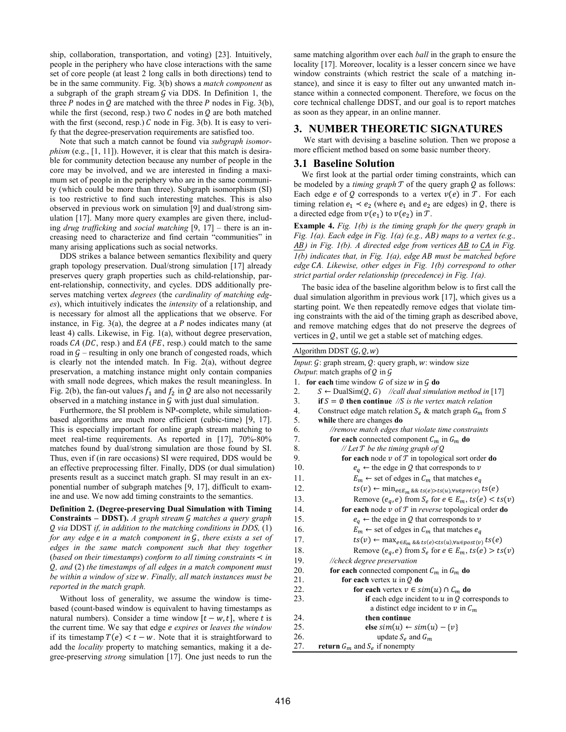ship, collaboration, transportation, and voting) [23]. Intuitively, people in the periphery who have close interactions with the same set of core people (at least 2 long calls in both directions) tend to be in the same community. Fig. 3(b) shows a *match component* as a subgraph of the graph stream $\mathcal{G}$ via DDS. In Definition 1, the three $P$ nodes in $Q$ are matched with the three $P$ nodes in Fig. 3(b), while the first (second, resp.) two $C$ nodes in $Q$ are both matched with the first (second, resp.) $C$ node in Fig. 3(b). It is easy to verify that the degree-preservation requirements are satisfied too.

Note that such a match cannot be found via *subgraph isomorphism* (e.g., [1, 11]). However, it is clear that this match is desirable for community detection because any number of people in the core may be involved, and we are interested in finding a maximum set of people in the periphery who are in the same community (which could be more than three). Subgraph isomorphism (SI) is too restrictive to find such interesting matches. This is also observed in previous work on simulation [9] and dual/strong simulation [17]. Many more query examples are given there, including *drug trafficking* and *social matching* [9, 17] – there is an increasing need to characterize and find certain "communities" in many arising applications such as social networks.

DDS strikes a balance between semantics flexibility and query graph topology preservation. Dual/strong simulation [17] already preserves query graph properties such as child-relationship, parent-relationship, connectivity, and cycles. DDS additionally preserves matching vertex *degrees* (the *cardinality of matching edges*), which intuitively indicates the *intensity* of a relationship, and is necessary for almost all the applications that we observe. For instance, in Fig. 3(a), the degree at a $P$ nodes indicates many (at least 4) calls. Likewise, in Fig. 1(a), without degree preservation, roads $CA$ ($DC$, resp.) and $EA$ ($FE$, resp.) could match to the same road in $\mathcal{G}$ – resulting in only one branch of congested roads, which is clearly not the intended match. In Fig. 2(a), without degree preservation, a matching instance might only contain companies with small node degrees, which makes the result meaningless. In Fig. 2(b), the fan-out values $f_1$ and $f_2$ in $Q$ are also not necessarily observed in a matching instance in $\mathcal{G}$ with just dual simulation.

Furthermore, the SI problem is NP-complete, while simulation-based algorithms are much more efficient (cubic-time) [9, 17]. This is especially important for online graph stream matching to meet real-time requirements. As reported in [17], 70%-80% matches found by dual/strong simulation are those found by SI. Thus, even if (in rare occasions) SI were required, DDS would be an effective preprocessing filter. Finally, DDS (or dual simulation) presents result as a succinct match graph. SI may result in an exponential number of subgraph matches [9, 17], difficult to examine and use. We now add timing constraints to the semantics.

**Definition 2. (Degree-preserving Dual Simulation with Timing Constraints – DDST).** *A graph stream $\mathcal{G}$ matches a query graph $Q$ via* DDST *if, in addition to the matching conditions in DDS,* (1) *for any edge $e$ in a match component in $\mathcal{G}$, there exists a set of edges in the same match component such that they together* (*based on their timestamps*) *conform to all timing constraints $\prec$ in $Q$, and* (2) *the timestamps of all edges in a match component must be within a window of size $w$. Finally, all match instances must be reported in the match graph.*

Without loss of generality, we assume the window is time-based (count-based window is equivalent to having timestamps as natural numbers). Consider a time window $[t-w, t]$, where $t$ is the current time. We say that edge $e$ *expires* or *leaves the window* if its timestamp $T(e) < t - w$. Note that it is straightforward to add the *locality* property to matching semantics, making it a degree-preserving *strong* simulation [17]. One just needs to run the same matching algorithm over each *ball* in the graph to ensure the locality [17]. Moreover, locality is a lesser concern since we have window constraints (which restrict the scale of a matching instance), and since it is easy to filter out any unwanted match instance within a connected component. Therefore, we focus on the core technical challenge DDST, and our goal is to report matches as soon as they appear, in an online manner.

## 3. NUMBER THEORETIC SIGNATURES

We start with devising a baseline solution. Then we propose a more efficient method based on some basic number theory.

### 3.1 Baseline Solution

We first look at the partial order timing constraints, which can be modeled by a *timing graph* $\mathcal{T}$ of the query graph $Q$ as follows: Each edge $e$ of $Q$ corresponds to a vertex $v(e)$ in $\mathcal{T}$. For each timing relation $e_1 \prec e_2$ (where $e_1$ and $e_2$ are edges) in $Q$, there is a directed edge from $v(e_1)$ to $v(e_2)$ in $\mathcal{T}$.

**Example 4.** *Fig. 1(b) is the timing graph for the query graph in Fig. 1(a). Each edge in Fig. 1(a) (e.g., $AB$) maps to a vertex (e.g., $\underline{AB}$) in Fig. 1(b). A directed edge from vertices $\underline{AB}$ to $\underline{CA}$ in Fig. 1(b) indicates that, in Fig. 1(a), edge $AB$ must be matched before edge $CA$. Likewise, other edges in Fig. 1(b) correspond to other strict partial order relationship (precedence) in Fig. 1(a).*

The basic idea of the baseline algorithm below is to first call the dual simulation algorithm in previous work [17], which gives us a starting point. We then repeatedly remove edges that violate timing constraints with the aid of the timing graph as described above, and remove matching edges that do not preserve the degrees of vertices in $Q$, until we get a stable set of matching edges.

Algorithm DDST ($\mathcal{G}, Q, w$)

*Input*: $\mathcal{G}$: graph stream, $Q$: query graph, $w$: window size
*Output*: match graphs of $Q$ in $\mathcal{G}$

```
1.  for each time window G of size w in 𝒢 do
2.      S ← DualSim(Q, G)   //call dual simulation method in [17]
3.      if S = ∅ then continue  //S is the vertex match relation
4.      Construct edge match relation S_e & match graph G_m from S
5.      while there are changes do
6.          //remove match edges that violate time constraints
7.          for each connected component C_m in G_m do
8.              // Let 𝒯 be the timing graph of Q
9.              for each node v of 𝒯 in topological sort order do
10.                 e_q ← the edge in Q that corresponds to v
11.                 E_m ← set of edges in C_m that matches e_q
12.                 ts(v) ← min_{e∈E_m && ts(e)>ts(u),∀u∈pre(v)} ts(e)
13.                 Remove (e_q, e) from S_e for e ∈ E_m, ts(e) < ts(v)
14.             for each node v of 𝒯 in reverse topological order do
15.                 e_q ← the edge in Q that corresponds to v
16.                 E_m ← set of edges in C_m that matches e_q
17.                 ts(v) ← max_{e∈E_m && ts(e)<ts(u),∀u∈post(v)} ts(e)
18.                 Remove (e_q, e) from S_e for e ∈ E_m, ts(e) > ts(v)
19.         //check degree preservation
20.         for each connected component C_m in G_m do
21.             for each vertex u in Q do
22.                 for each vertex v ∈ sim(u) ∩ C_m do
23.                     if each edge incident to u in Q corresponds to
                          a distinct edge incident to v in C_m
24.                     then continue
25.                     else sim(u) ← sim(u) − {v}
26.                         update S_e and G_m
27.     return G_m and S_e if nonempty
```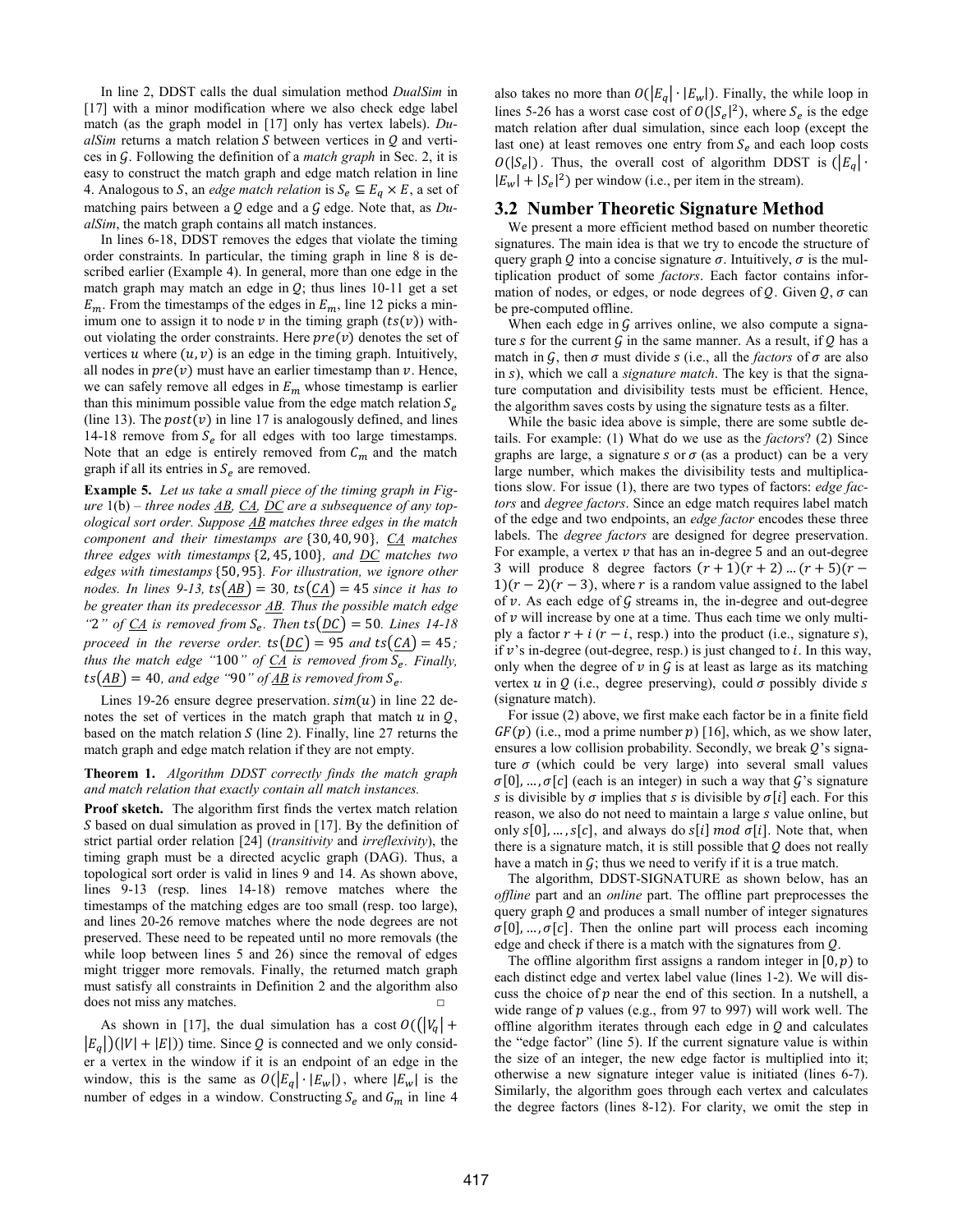In line 2, DDST calls the dual simulation method *DualSim* in [17] with a minor modification where we also check edge label match (as the graph model in [17] only has vertex labels). *DualSim* returns a match relation $S$ between vertices in $\mathcal{Q}$ and vertices in $\mathcal{G}$. Following the definition of a *match graph* in Sec. 2, it is easy to construct the match graph and edge match relation in line 4. Analogous to $S$, an *edge match relation* is $S_e \subseteq E_q \times E$, a set of matching pairs between a $\mathcal{Q}$ edge and a $\mathcal{G}$ edge. Note that, as *DualSim*, the match graph contains all match instances.

In lines 6-18, DDST removes the edges that violate the timing order constraints. In particular, the timing graph in line 8 is described earlier (Example 4). In general, more than one edge in the match graph may match an edge in $\mathcal{Q}$; thus lines 10-11 get a set $E_m$. From the timestamps of the edges in $E_m$, line 12 picks a minimum one to assign it to node $v$ in the timing graph ($ts(v)$) without violating the order constraints. Here $pre(v)$ denotes the set of vertices $u$ where $(u, v)$ is an edge in the timing graph. Intuitively, all nodes in $pre(v)$ must have an earlier timestamp than $v$. Hence, we can safely remove all edges in $E_m$ whose timestamp is earlier than this minimum possible value from the edge match relation $S_e$ (line 13). The $post(v)$ in line 17 is analogously defined, and lines 14-18 remove from $S_e$ for all edges with too large timestamps. Note that an edge is entirely removed from $C_m$ and the match graph if all its entries in $S_e$ are removed.

**Example 5.** *Let us take a small piece of the timing graph in Figure 1(b) – three nodes $\underline{AB}$, $\underline{CA}$, $\underline{DC}$ are a subsequence of any topological sort order. Suppose $\underline{AB}$ matches three edges in the match component and their timestamps are $\{30, 40, 90\}$, $\underline{CA}$ matches three edges with timestamps $\{2, 45, 100\}$, and $\underline{DC}$ matches two edges with timestamps $\{50, 95\}$. For illustration, we ignore other nodes. In lines 9-13, $ts(\underline{AB}) = 30$, $ts(\underline{CA}) = 45$ since it has to be greater than its predecessor $\underline{AB}$. Thus the possible match edge "2" of $\underline{CA}$ is removed from $S_e$. Then $ts(\underline{DC}) = 50$. Lines 14-18 proceed in the reverse order. $ts(\underline{DC}) = 95$ and $ts(\underline{CA}) = 45$; thus the match edge "100" of $\underline{CA}$ is removed from $S_e$. Finally, $ts(\underline{AB}) = 40$, and edge "90" of $\underline{AB}$ is removed from $S_e$.*

Lines 19-26 ensure degree preservation. $sim(u)$ in line 22 denotes the set of vertices in the match graph that match $u$ in $\mathcal{Q}$, based on the match relation $S$ (line 2). Finally, line 27 returns the match graph and edge match relation if they are not empty.

**Theorem 1.** *Algorithm DDST correctly finds the match graph and match relation that exactly contain all match instances.*

**Proof sketch.** The algorithm first finds the vertex match relation $S$ based on dual simulation as proved in [17]. By the definition of strict partial order relation [24] (*transitivity* and *irreflexivity*), the timing graph must be a directed acyclic graph (DAG). Thus, a topological sort order is valid in lines 9 and 14. As shown above, lines 9-13 (resp. lines 14-18) remove matches where the timestamps of the matching edges are too small (resp. too large), and lines 20-26 remove matches where the node degrees are not preserved. These need to be repeated until no more removals (the while loop between lines 5 and 26) since the removal of edges might trigger more removals. Finally, the returned match graph must satisfy all constraints in Definition 2 and the algorithm also does not miss any matches. □

As shown in [17], the dual simulation has a cost $O((|V_q| + |E_q|)(|V| + |E|))$ time. Since $\mathcal{Q}$ is connected and we only consider a vertex in the window if it is an endpoint of an edge in the window, this is the same as $O(|E_q| \cdot |E_w|)$, where $|E_w|$ is the number of edges in a window. Constructing $S_e$ and $G_m$ in line 4 also takes no more than $O(|E_q| \cdot |E_w|)$. Finally, the while loop in lines 5-26 has a worst case cost of $O(|S_e|^2)$, where $S_e$ is the edge match relation after dual simulation, since each loop (except the last one) at least removes one entry from $S_e$ and each loop costs $O(|S_e|)$. Thus, the overall cost of algorithm DDST is $(|E_q| \cdot |E_w| + |S_e|^2)$ per window (i.e., per item in the stream).

## 3.2 Number Theoretic Signature Method

We present a more efficient method based on number theoretic signatures. The main idea is that we try to encode the structure of query graph $\mathcal{Q}$ into a concise signature $\sigma$. Intuitively, $\sigma$ is the multiplication product of some *factors*. Each factor contains information of nodes, or edges, or node degrees of $\mathcal{Q}$. Given $\mathcal{Q}$, $\sigma$ can be pre-computed offline.

When each edge in $\mathcal{G}$ arrives online, we also compute a signature $s$ for the current $\mathcal{G}$ in the same manner. As a result, if $\mathcal{Q}$ has a match in $\mathcal{G}$, then $\sigma$ must divide $s$ (i.e., all the *factors* of $\sigma$ are also in $s$), which we call a *signature match*. The key is that the signature computation and divisibility tests must be efficient. Hence, the algorithm saves costs by using the signature tests as a filter.

While the basic idea above is simple, there are some subtle details. For example: (1) What do we use as the *factors*? (2) Since graphs are large, a signature $s$ or $\sigma$ (as a product) can be a very large number, which makes the divisibility tests and multiplications slow. For issue (1), there are two types of factors: *edge factors* and *degree factors*. Since an edge match requires label match of the edge and two endpoints, an *edge factor* encodes these three labels. The *degree factors* are designed for degree preservation. For example, a vertex $v$ that has an in-degree 5 and an out-degree 3 will produce 8 degree factors $(r + 1)(r + 2) \dots (r + 5)(r - 1)(r - 2)(r - 3)$, where $r$ is a random value assigned to the label of $v$. As each edge of $\mathcal{G}$ streams in, the in-degree and out-degree of $v$ will increase by one at a time. Thus each time we only multiply a factor $r + i$ ($r - i$, resp.) into the product (i.e., signature $s$), if $v$'s in-degree (out-degree, resp.) is just changed to $i$. In this way, only when the degree of $v$ in $\mathcal{G}$ is at least as large as its matching vertex $u$ in $\mathcal{Q}$ (i.e., degree preserving), could $\sigma$ possibly divide $s$ (signature match).

For issue (2) above, we first make each factor be in a finite field $GF(p)$ (i.e., mod a prime number $p$) [16], which, as we show later, ensures a low collision probability. Secondly, we break $\mathcal{Q}$'s signature $\sigma$ (which could be very large) into several small values $\sigma[0], \dots, \sigma[c]$ (each is an integer) in such a way that $\mathcal{G}$'s signature $s$ is divisible by $\sigma$ implies that $s$ is divisible by $\sigma[i]$ each. For this reason, we also do not need to maintain a large $s$ value online, but only $s[0], \dots, s[c]$, and always do $s[i] \bmod \sigma[i]$. Note that, when there is a signature match, it is still possible that $\mathcal{Q}$ does not really have a match in $\mathcal{G}$; thus we need to verify if it is a true match.

The algorithm, DDST-SIGNATURE as shown below, has an *offline* part and an *online* part. The offline part preprocesses the query graph $\mathcal{Q}$ and produces a small number of integer signatures $\sigma[0], \dots, \sigma[c]$. Then the online part will process each incoming edge and check if there is a match with the signatures from $\mathcal{Q}$.

The offline algorithm first assigns a random integer in $[0, p)$ to each distinct edge and vertex label value (lines 1-2). We will discuss the choice of $p$ near the end of this section. In a nutshell, a wide range of $p$ values (e.g., from 97 to 997) will work well. The offline algorithm iterates through each edge in $\mathcal{Q}$ and calculates the "edge factor" (line 5). If the current signature value is within the size of an integer, the new edge factor is multiplied into it; otherwise a new signature integer value is initiated (lines 6-7). Similarly, the algorithm goes through each vertex and calculates the degree factors (lines 8-12). For clarity, we omit the step in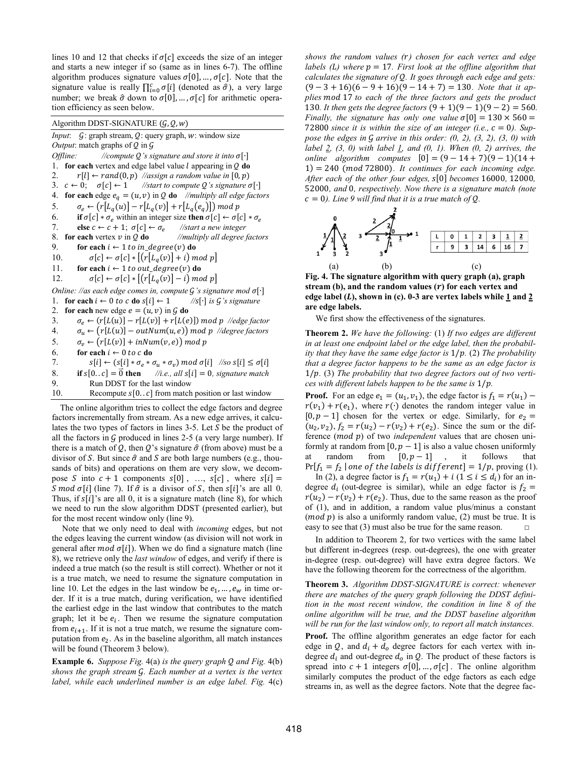lines 10 and 12 that checks if $\sigma[c]$ exceeds the size of an integer and starts a new integer if so (same as in lines 6-7). The offline algorithm produces signature values $\sigma[0], \ldots, \sigma[c]$. Note that the signature value is really $\prod_{i=0}^{c} \sigma[i]$ (denoted as $\hat{\sigma}$), a very large number; we break $\hat{\sigma}$ down to $\sigma[0], \ldots, \sigma[c]$ for arithmetic operation efficiency as seen below.

```
Algorithm DDST-SIGNATURE (G, Q, w)
Input:  G: graph stream, Q: query graph, w: window size
Output: match graphs of Q in G
Offline:        //compute Q's signature and store it into σ[·]
1.  for each vertex and edge label value l appearing in Q do
2.      r[l] ← rand(0, p)   //assign a random value in [0, p)
3.  c ← 0;   σ[c] ← 1     //start to compute Q's signature σ[·]
4.  for each edge e_q = (u, v) in Q do   //multiply all edge factors
5.      σ_e ← (r[L_q(u)] − r[L_q(v)] + r[L_q(e_q)]) mod p
6.      if σ[c] * σ_e within an integer size then σ[c] ← σ[c] * σ_e
7.      else c ← c + 1; σ[c] ← σ_e      //start a new integer
8.  for each vertex v in Q do           //multiply all degree factors
9.      for each i ← 1 to in_degree(v) do
10.         σ[c] ← σ[c] * [(r[L_q(v)] + i) mod p]
11.     for each i ← 1 to out_degree(v) do
12.         σ[c] ← σ[c] * [(r[L_q(v)] − i) mod p]
Online: //as each edge comes in, compute G's signature mod σ[·]
1.  for each i ← 0 to c do s[i] ← 1     //s[·] is G's signature
2.  for each new edge e = (u, v) in G do
3.      σ_e ← (r[L(u)] − r[L(v)] + r[L(e)]) mod p   //edge factor
4.      σ_u ← (r[L(u)] − outNum(u, e)) mod p   //degree factors
5.      σ_v ← (r[L(v)] + inNum(v, e)) mod p
6.      for each i ← 0 to c do
7.          s[i] ← (s[i] * σ_e * σ_u * σ_v) mod σ[i]   //so s[i] ≤ σ[i]
8.      if s[0..c] = 0 then     //i.e., all s[i] = 0, signature match
9.          Run DDST for the last window
10.         Recompute s[0..c] from match position or last window
```

The online algorithm tries to collect the edge factors and degree factors incrementally from stream. As a new edge arrives, it calculates the two types of factors in lines 3-5. Let $S$ be the product of all the factors in $\mathcal{G}$ produced in lines 2-5 (a very large number). If there is a match of $Q$, then $Q$'s signature $\hat{\sigma}$ (from above) must be a divisor of $S$. But since $\hat{\sigma}$ and $S$ are both large numbers (e.g., thousands of bits) and operations on them are very slow, we decompose $S$ into $c+1$ components $s[0]$, …, $s[c]$, where $s[i] = S \bmod \sigma[i]$ (line 7). If $\hat{\sigma}$ is a divisor of $S$, then $s[i]$'s are all 0. Thus, if $s[i]$'s are all 0, it is a signature match (line 8), for which we need to run the slow algorithm DDST (presented earlier), but for the most recent window only (line 9).

Note that we only need to deal with *incoming* edges, but not the edges leaving the current window (as division will not work in general after $\bmod\ \sigma[i]$). When we do find a signature match (line 8), we retrieve only the *last window* of edges, and verify if there is indeed a true match (so the result is still correct). Whether or not it is a true match, we need to resume the signature computation in line 10. Let the edges in the last window be $e_1, \ldots, e_w$ in time order. If it is a true match, during verification, we have identified the earliest edge in the last window that contributes to the match graph; let it be $e_i$. Then we resume the signature computation from $e_{i+1}$. If it is not a true match, we resume the signature computation from $e_2$. As in the baseline algorithm, all match instances will be found (Theorem 3 below).

**Example 6.** *Suppose Fig.* 4(a) *is the query graph $Q$ and Fig.* 4(b) *shows the graph stream $\mathcal{G}$. Each number at a vertex is the vertex label, while each underlined number is an edge label. Fig.* 4(c) *shows the random values $(r)$ chosen for each vertex and edge labels (L) where $p = 17$. First look at the offline algorithm that calculates the signature of $Q$. It goes through each edge and gets: $(9-3+16)(6-9+16)(9-14+7) = 130$. Note that it applies* mod 17 *to each of the three factors and gets the product* 130*. It then gets the degree factors $(9+1)(9-1)(9-2) = 560$. Finally, the signature has only one value $\sigma[0] = 130 \times 560 = 72800$ since it is within the size of an integer (i.e., $c = 0$). Suppose the edges in $\mathcal{G}$ arrive in this order: (0, 2), (3, 2), (3, 0) with label 2, (3, 0) with label 1, and (0, 1). When (0, 2) arrives, the online algorithm computes $[0] = (9-14+7)(9-1)(14+1) = 240\ (mod\ 72800)$. It continues for each incoming edge. After each of the other four edges, $s[0]$ becomes* 16000*,* 12000*,* 52000*, and* 0*, respectively. Now there is a signature match (note $c = 0$). Line 9 will find that it is a true match of $Q$.*

| L | 0 | 1 | 2 | 3 | 1 | 2 |
|---|---|---|---|---|---|---|
| r | 9 | 3 | 14 | 6 | 16 | 7 |

(a) (b) (c)

**Fig. 4. The signature algorithm with query graph (a), graph stream (b), and the random values ($r$) for each vertex and edge label ($L$), shown in (c). 0-3 are vertex labels while 1 and 2 are edge labels.**

We first show the effectiveness of the signatures.

**Theorem 2.** *We have the following:* (1) *If two edges are different in at least one endpoint label or the edge label, then the probability that they have the same edge factor is $1/p$.* (2) *The probability that a degree factor happens to be the same as an edge factor is $1/p$.* (3) *The probability that two degree factors out of two vertices with different labels happen to be the same is $1/p$.*

**Proof.** For an edge $e_1 = (u_1, v_1)$, the edge factor is $f_1 = r(u_1) - r(v_1) + r(e_1)$, where $r(\cdot)$ denotes the random integer value in $[0, p-1]$ chosen for the vertex or edge. Similarly, for $e_2 = (u_2, v_2)$, $f_2 = r(u_2) - r(v_2) + r(e_2)$. Since the sum or the difference $(mod\ p)$ of two *independent* values that are chosen uniformly at random from $[0, p-1]$ is also a value chosen uniformly at random from $[0, p-1]$, it follows that $\Pr[f_1 = f_2 \mid \textit{one of the labels is different}] = 1/p$, proving (1).

In (2), a degree factor is $f_1 = r(u_1) + i\ (1 \le i \le d_i)$ for an in-degree $d_i$ (out-degree is similar), while an edge factor is $f_2 = r(u_2) - r(v_2) + r(e_2)$. Thus, due to the same reason as the proof of (1), and in addition, a random value plus/minus a constant $(mod\ p)$ is also a uniformly random value, (2) must be true. It is easy to see that (3) must also be true for the same reason. □

In addition to Theorem 2, for two vertices with the same label but different in-degrees (resp. out-degrees), the one with greater in-degree (resp. out-degree) will have extra degree factors. We have the following theorem for the correctness of the algorithm.

**Theorem 3.** *Algorithm DDST-SIGNATURE is correct: whenever there are matches of the query graph following the DDST definition in the most recent window, the condition in line 8 of the online algorithm will be true, and the DDST baseline algorithm will be run for the last window only, to report all match instances.*

**Proof.** The offline algorithm generates an edge factor for each edge in $Q$, and $d_i + d_o$ degree factors for each vertex with in-degree $d_i$ and out-degree $d_o$ in $Q$. The product of these factors is spread into $c+1$ integers $\sigma[0], \ldots, \sigma[c]$. The online algorithm similarly computes the product of the edge factors as each edge streams in, as well as the degree factors. Note that the degree fac-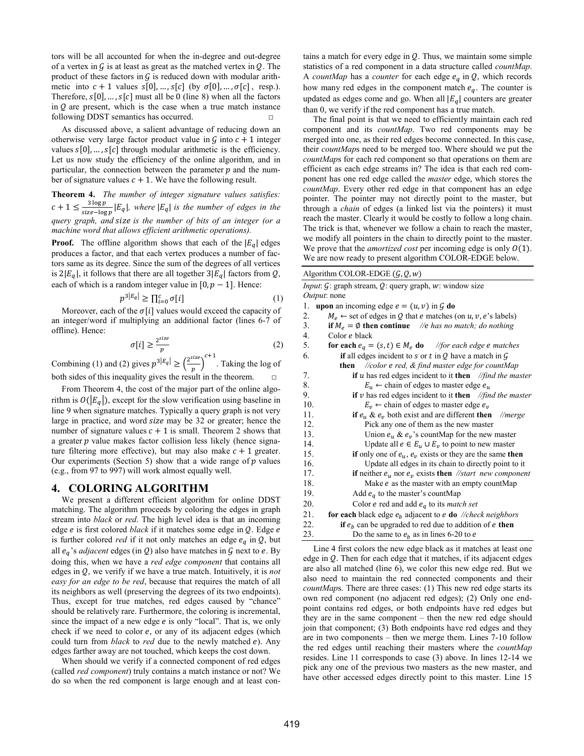tors will be all accounted for when the in-degree and out-degree of a vertex in $\mathcal{G}$ is at least as great as the matched vertex in $Q$. The product of these factors in $\mathcal{G}$ is reduced down with modular arithmetic into $c+1$ values $s[0], \ldots, s[c]$ (by $\sigma[0], \ldots, \sigma[c]$, resp.). Therefore, $s[0], \ldots, s[c]$ must all be 0 (line 8) when all the factors in $Q$ are present, which is the case when a true match instance following DDST semantics has occurred. □

As discussed above, a salient advantage of reducing down an otherwise very large factor product value in $\mathcal{G}$ into $c+1$ integer values $s[0], \ldots, s[c]$ through modular arithmetic is the efficiency. Let us now study the efficiency of the online algorithm, and in particular, the connection between the parameter $p$ and the number of signature values $c+1$. We have the following result.

**Theorem 4.** *The number of integer signature values satisfies:* $c+1 \leq \frac{3 \log p}{size - \log p}|E_q|$*, where* $|E_q|$ *is the number of edges in the query graph, and* $size$ *is the number of bits of an integer (or a machine word that allows efficient arithmetic operations).*

**Proof.** The offline algorithm shows that each of the $|E_q|$ edges produces a factor, and that each vertex produces a number of factors same as its degree. Since the sum of the degrees of all vertices is $2|E_q|$, it follows that there are all together $3|E_q|$ factors from $Q$, each of which is a random integer value in $[0, p-1]$. Hence:

$$p^{3|E_q|} \geq \prod_{i=0}^{c} \sigma[i] \tag{1}$$

Moreover, each of the $\sigma[i]$ values would exceed the capacity of an integer/word if multiplying an additional factor (lines 6-7 of offline). Hence:

$$\sigma[i] \geq \frac{2^{size}}{p} \tag{2}$$

Combining (1) and (2) gives $p^{3|E_q|} \geq \left(\frac{2^{size}}{p}\right)^{c+1}$. Taking the log of both sides of this inequality gives the result in the theorem. □

From Theorem 4, the cost of the major part of the online algorithm is $O(|E_q|)$, except for the slow verification using baseline in line 9 when signature matches. Typically a query graph is not very large in practice, and word $size$ may be 32 or greater; hence the number of signature values $c+1$ is small. Theorem 2 shows that a greater $p$ value makes factor collision less likely (hence signature filtering more effective), but may also make $c+1$ greater. Our experiments (Section 5) show that a wide range of $p$ values (e.g., from 97 to 997) will work almost equally well.

# 4. COLORING ALGORITHM

We present a different efficient algorithm for online DDST matching. The algorithm proceeds by coloring the edges in graph stream into *black* or *red*. The high level idea is that an incoming edge $e$ is first colored *black* if it matches some edge in $Q$. Edge $e$ is further colored *red* if it not only matches an edge $e_q$ in $Q$, but all $e_q$'s *adjacent* edges (in $Q$) also have matches in $\mathcal{G}$ next to $e$. By doing this, when we have a *red edge component* that contains all edges in $Q$, we verify if we have a true match. Intuitively, it is *not easy for an edge to be red*, because that requires the match of all its neighbors as well (preserving the degrees of its two endpoints). Thus, except for true matches, red edges caused by "chance" should be relatively rare. Furthermore, the coloring is incremental, since the impact of a new edge $e$ is only "local". That is, we only check if we need to color $e$, or any of its adjacent edges (which could turn from *black* to *red* due to the newly matched $e$). Any edges farther away are not touched, which keeps the cost down.

When should we verify if a connected component of red edges (called *red component*) truly contains a match instance or not? We do so when the red component is large enough and at least contains a match for every edge in $Q$. Thus, we maintain some simple statistics of a red component in a data structure called *countMap*. A *countMap* has a *counter* for each edge $e_q$ in $Q$, which records how many red edges in the component match $e_q$. The counter is updated as edges come and go. When all $|E_q|$ counters are greater than 0, we verify if the red component has a true match.

The final point is that we need to efficiently maintain each red component and its *countMap*. Two red components may be merged into one, as their red edges become connected. In this case, their *countMap*s need to be merged too. Where should we put the *countMap*s for each red component so that operations on them are efficient as each edge streams in? The idea is that each red component has one red edge called the *master* edge, which stores the *countMap*. Every other red edge in that component has an edge pointer. The pointer may not directly point to the master, but through a *chain* of edges (a linked list via the pointers) it must reach the master. Clearly it would be costly to follow a long chain. The trick is that, whenever we follow a chain to reach the master, we modify all pointers in the chain to directly point to the master. We prove that the *amortized cost* per incoming edge is only $O(1)$. We are now ready to present algorithm COLOR-EDGE below.

Algorithm COLOR-EDGE ($\mathcal{G}, Q, w$)

*Input*: $\mathcal{G}$: graph stream, $Q$: query graph, $w$: window size
*Output*: none

1. **upon** an incoming edge $e = (u, v)$ in $\mathcal{G}$ **do**
2. $M_e \leftarrow$ set of edges in $Q$ that $e$ matches (on $u, v, e$'s labels)
3. **if** $M_e = \emptyset$ **then continue** *//e has no match; do nothing*
4. Color $e$ black
5. **for each** $e_q = (s, t) \in M_e$ **do** *//for each edge e matches*
6. **if** all edges incident to $s$ or $t$ in $Q$ have a match in $\mathcal{G}$ **then** *//color e red, & find master edge for countMap*
7. **if** $u$ has red edges incident to it **then** *//find the master*
8. $E_u \leftarrow$ chain of edges to master edge $e_u$
9. **if** $v$ has red edges incident to it **then** *//find the master*
10. $E_v \leftarrow$ chain of edges to master edge $e_v$
11. **if** $e_u$ & $e_v$ both exist and are different **then** *//merge*
12. Pick any one of them as the new master
13. Union $e_u$ & $e_v$'s countMap for the new master
14. Update all $e \in E_u \cup E_v$ to point to new master
15. **if** only one of $e_u$, $e_v$ exists or they are the same **then**
16. Update all edges in its chain to directly point to it
17. **if** neither $e_u$ nor $e_v$ exists **then** *//start new component*
18. Make $e$ as the master with an empty countMap
19. Add $e_q$ to the master's countMap
20. Color $e$ red and add $e_q$ to its *match set*
21. **for each** black edge $e_b$ adjacent to $e$ **do** *//check neighbors*
22. **if** $e_b$ can be upgraded to red due to addition of $e$ **then**
23. Do the same to $e_b$ as in lines 6-20 to $e$

Line 4 first colors the new edge black as it matches at least one edge in $Q$. Then for each edge that it matches, if its adjacent edges are also all matched (line 6), we color this new edge red. But we also need to maintain the red connected components and their *countMap*s. There are three cases: (1) This new red edge starts its own red component (no adjacent red edges); (2) Only one endpoint contains red edges, or both endpoints have red edges but they are in the same component – then the new red edge should join that component; (3) Both endpoints have red edges and they are in two components – then we merge them. Lines 7-10 follow the red edges until reaching their masters where the *countMap* resides. Line 11 corresponds to case (3) above. In lines 12-14 we pick any one of the previous two masters as the new master, and have other accessed edges directly point to this master. Line 15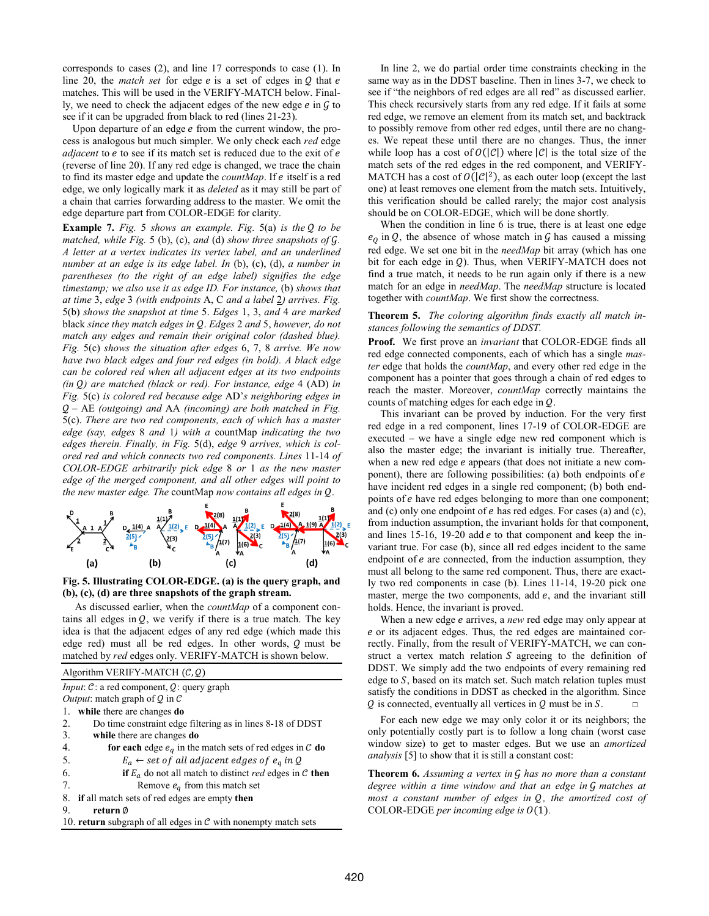corresponds to cases (2), and line 17 corresponds to case (1). In line 20, the *match set* for edge $e$ is a set of edges in $Q$ that $e$ matches. This will be used in the VERIFY-MATCH below. Finally, we need to check the adjacent edges of the new edge $e$ in $\mathcal{G}$ to see if it can be upgraded from black to red (lines 21-23).

Upon departure of an edge $e$ from the current window, the process is analogous but much simpler. We only check each *red* edge *adjacent* to $e$ to see if its match set is reduced due to the exit of $e$ (reverse of line 20). If any red edge is changed, we trace the chain to find its master edge and update the *countMap*. If $e$ itself is a red edge, we only logically mark it as *deleted* as it may still be part of a chain that carries forwarding address to the master. We omit the edge departure part from COLOR-EDGE for clarity.

**Example 7.** *Fig.* 5 *shows an example. Fig.* 5(a) *is the* $Q$ *to be matched, while Fig.* 5 (b), (c), *and* (d) *show three snapshots of* $\mathcal{G}$*. A letter at a vertex indicates its vertex label, and an underlined number at an edge is its edge label. In* (b), (c), (d), *a number in parentheses (to the right of an edge label) signifies the edge timestamp; we also use it as edge ID. For instance,* (b) *shows that at time* 3, *edge* 3 *(with endpoints* A, C *and a label* 2*) arrives. Fig.* 5(b) *shows the snapshot at time* 5. *Edges* 1, 3, *and* 4 *are marked* black *since they match edges in* $Q$. *Edges* 2 *and* 5, *however, do not match any edges and remain their original color (dashed blue). Fig.* 5(c) *shows the situation after edges* 6, 7, 8 *arrive. We now have two black edges and four red edges (in bold). A black edge can be colored red when all adjacent edges at its two endpoints (in* $Q$*) are matched (black or red). For instance, edge* 4 (AD) *in Fig.* 5(c) *is colored red because edge* AD*'s neighboring edges in* $Q$ – AE *(outgoing) and* AA *(incoming) are both matched in Fig.* 5(c). *There are two red components, each of which has a master edge (say, edges* 8 *and* 1*) with a* countMap *indicating the two edges therein. Finally, in Fig.* 5(d), *edge* 9 *arrives, which is colored red and which connects two red components. Lines* 11-14 *of COLOR-EDGE arbitrarily pick edge* 8 *or* 1 *as the new master edge of the merged component, and all other edges will point to the new master edge. The* countMap *now contains all edges in* $Q$.

**Fig. 5. Illustrating COLOR-EDGE. (a) is the query graph, and (b), (c), (d) are three snapshots of the graph stream.**

As discussed earlier, when the *countMap* of a component contains all edges in $Q$, we verify if there is a true match. The key idea is that the adjacent edges of any red edge (which made this edge red) must all be red edges. In other words, $Q$ must be matched by *red* edges only. VERIFY-MATCH is shown below.

```
Algorithm VERIFY-MATCH (C, Q)
Input: C: a red component, Q: query graph
Output: match graph of Q in C
1.  while there are changes do
2.      Do time constraint edge filtering as in lines 8-18 of DDST
3.      while there are changes do
4.          for each edge e_q in the match sets of red edges in C do
5.              E_a ← set of all adjacent edges of e_q in Q
6.              if E_a do not all match to distinct red edges in C then
7.                  Remove e_q from this match set
8.  if all match sets of red edges are empty then
9.      return ∅
10. return subgraph of all edges in C with nonempty match sets
```

In line 2, we do partial order time constraints checking in the same way as in the DDST baseline. Then in lines 3-7, we check to see if "the neighbors of red edges are all red" as discussed earlier. This check recursively starts from any red edge. If it fails at some red edge, we remove an element from its match set, and backtrack to possibly remove from other red edges, until there are no changes. We repeat these until there are no changes. Thus, the inner while loop has a cost of $O(|\mathcal{C}|)$ where $|\mathcal{C}|$ is the total size of the match sets of the red edges in the red component, and VERIFY-MATCH has a cost of $O(|\mathcal{C}|^2)$, as each outer loop (except the last one) at least removes one element from the match sets. Intuitively, this verification should be called rarely; the major cost analysis should be on COLOR-EDGE, which will be done shortly.

When the condition in line 6 is true, there is at least one edge $e_Q$ in $Q$, the absence of whose match in $\mathcal{G}$ has caused a missing red edge. We set one bit in the *needMap* bit array (which has one bit for each edge in $Q$). Thus, when VERIFY-MATCH does not find a true match, it needs to be run again only if there is a new match for an edge in *needMap*. The *needMap* structure is located together with *countMap*. We first show the correctness.

**Theorem 5.** *The coloring algorithm finds exactly all match instances following the semantics of DDST.*

**Proof.** We first prove an *invariant* that COLOR-EDGE finds all red edge connected components, each of which has a single *master* edge that holds the *countMap*, and every other red edge in the component has a pointer that goes through a chain of red edges to reach the master. Moreover, *countMap* correctly maintains the counts of matching edges for each edge in $Q$.

This invariant can be proved by induction. For the very first red edge in a red component, lines 17-19 of COLOR-EDGE are executed – we have a single edge new red component which is also the master edge; the invariant is initially true. Thereafter, when a new red edge $e$ appears (that does not initiate a new component), there are following possibilities: (a) both endpoints of $e$ have incident red edges in a single red component; (b) both endpoints of $e$ have red edges belonging to more than one component; and (c) only one endpoint of $e$ has red edges. For cases (a) and (c), from induction assumption, the invariant holds for that component, and lines 15-16, 19-20 add $e$ to that component and keep the invariant true. For case (b), since all red edges incident to the same endpoint of $e$ are connected, from the induction assumption, they must all belong to the same red component. Thus, there are exactly two red components in case (b). Lines 11-14, 19-20 pick one master, merge the two components, add $e$, and the invariant still holds. Hence, the invariant is proved.

When a new edge $e$ arrives, a *new* red edge may only appear at $e$ or its adjacent edges. Thus, the red edges are maintained correctly. Finally, from the result of VERIFY-MATCH, we can construct a vertex match relation $S$ agreeing to the definition of DDST. We simply add the two endpoints of every remaining red edge to $S$, based on its match set. Such match relation tuples must satisfy the conditions in DDST as checked in the algorithm. Since $Q$ is connected, eventually all vertices in $Q$ must be in $S$. □

For each new edge we may only color it or its neighbors; the only potentially costly part is to follow a long chain (worst case window size) to get to master edges. But we use an *amortized analysis* [5] to show that it is still a constant cost:

**Theorem 6.** *Assuming a vertex in* $\mathcal{G}$ *has no more than a constant degree within a time window and that an edge in* $\mathcal{G}$ *matches at most a constant number of edges in* $Q$*, the amortized cost of* COLOR-EDGE *per incoming edge is* $O(1)$.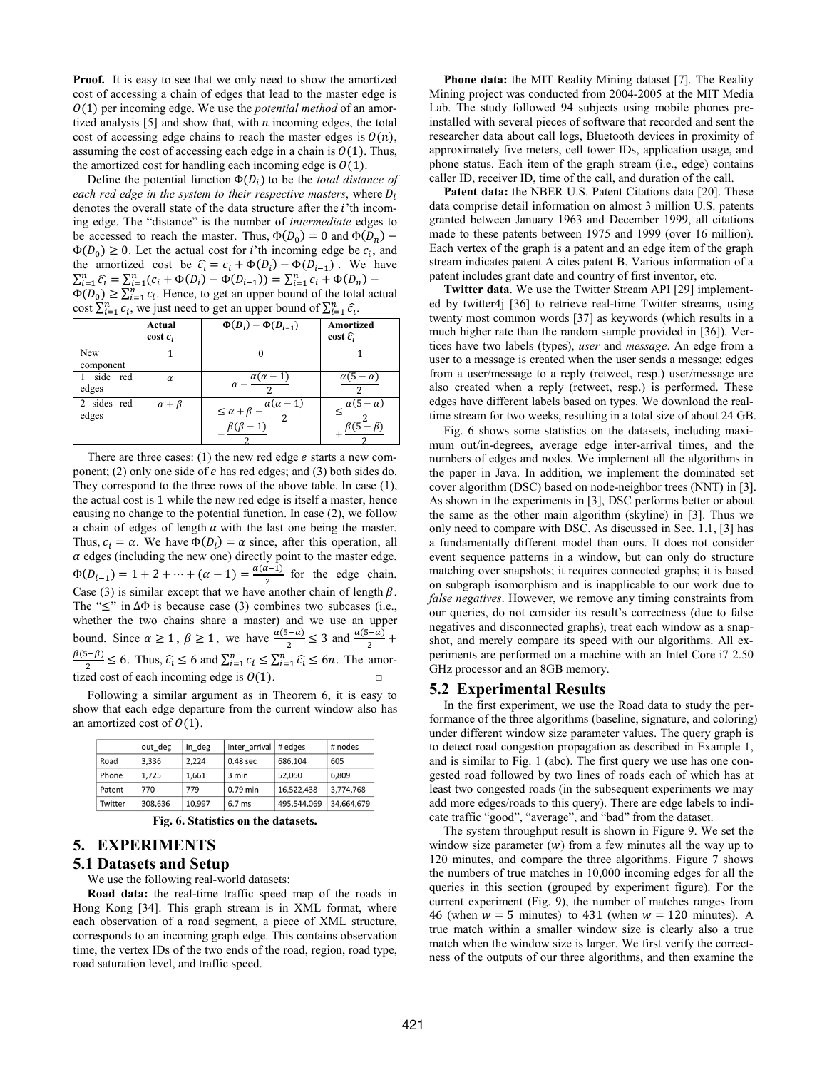**Proof.** It is easy to see that we only need to show the amortized cost of accessing a chain of edges that lead to the master edge is $O(1)$ per incoming edge. We use the *potential method* of an amortized analysis [5] and show that, with $n$ incoming edges, the total cost of accessing edge chains to reach the master edges is $O(n)$, assuming the cost of accessing each edge in a chain is $O(1)$. Thus, the amortized cost for handling each incoming edge is $O(1)$.

Define the potential function $\Phi(D_i)$ to be the *total distance of each red edge in the system to their respective masters*, where $D_i$ denotes the overall state of the data structure after the $i$'th incoming edge. The "distance" is the number of *intermediate* edges to be accessed to reach the master. Thus, $\Phi(D_0) = 0$ and $\Phi(D_n) - \Phi(D_0) \geq 0$. Let the actual cost for $i$'th incoming edge be $c_i$, and the amortized cost be $\hat{c_i} = c_i + \Phi(D_i) - \Phi(D_{i-1})$. We have $\sum_{i=1}^{n} \hat{c_i} = \sum_{i=1}^{n} (c_i + \Phi(D_i) - \Phi(D_{i-1})) = \sum_{i=1}^{n} c_i + \Phi(D_n) - \Phi(D_0) \geq \sum_{i=1}^{n} c_i$. Hence, to get an upper bound of the total actual cost $\sum_{i=1}^{n} c_i$, we just need to get an upper bound of $\sum_{i=1}^{n} \hat{c_i}$.

| | Actual cost $c_i$ | $\Phi(D_i) - \Phi(D_{i-1})$ | Amortized cost $\hat{c_i}$ |
|---|---|---|---|
| New component | 1 | 0 | 1 |
| 1 side red edges | $\alpha$ | $\alpha - \frac{\alpha(\alpha-1)}{2}$ | $\frac{\alpha(5-\alpha)}{2}$ |
| 2 sides red edges | $\alpha + \beta$ | $\leq \alpha + \beta - \frac{\alpha(\alpha-1)}{2} - \frac{\beta(\beta-1)}{2}$ | $\leq \frac{\alpha(5-\alpha)}{2} + \frac{\beta(5-\beta)}{2}$ |

There are three cases: (1) the new red edge $e$ starts a new component; (2) only one side of $e$ has red edges; and (3) both sides do. They correspond to the three rows of the above table. In case (1), the actual cost is 1 while the new red edge is itself a master, hence causing no change to the potential function. In case (2), we follow a chain of edges of length $\alpha$ with the last one being the master. Thus, $c_i = \alpha$. We have $\Phi(D_i) = \alpha$ since, after this operation, all $\alpha$ edges (including the new one) directly point to the master edge. $\Phi(D_{i-1}) = 1 + 2 + \cdots + (\alpha - 1) = \frac{\alpha(\alpha-1)}{2}$ for the edge chain. Case (3) is similar except that we have another chain of length $\beta$. The "$\leq$" in $\Delta\Phi$ is because case (3) combines two subcases (i.e., whether the two chains share a master) and we use an upper bound. Since $\alpha \geq 1$, $\beta \geq 1$, we have $\frac{\alpha(5-\alpha)}{2} \leq 3$ and $\frac{\alpha(5-\alpha)}{2} + \frac{\beta(5-\beta)}{2} \leq 6$. Thus, $\hat{c_i} \leq 6$ and $\sum_{i=1}^{n} c_i \leq \sum_{i=1}^{n} \hat{c_i} \leq 6n$. The amortized cost of each incoming edge is $O(1)$. □

Following a similar argument as in Theorem 6, it is easy to show that each edge departure from the current window also has an amortized cost of $O(1)$.

| | out_deg | in_deg | inter_arrival | # edges | # nodes |
|---|---|---|---|---|---|
| Road | 3,336 | 2,224 | 0.48 sec | 686,104 | 605 |
| Phone | 1,725 | 1,661 | 3 min | 52,050 | 6,809 |
| Patent | 770 | 779 | 0.79 min | 16,522,438 | 3,774,768 |
| Twitter | 308,636 | 10,997 | 6.7 ms | 495,544,069 | 34,664,679 |

**Fig. 6. Statistics on the datasets.**

## 5. EXPERIMENTS

### 5.1 Datasets and Setup

We use the following real-world datasets:

**Road data:** the real-time traffic speed map of the roads in Hong Kong [34]. This graph stream is in XML format, where each observation of a road segment, a piece of XML structure, corresponds to an incoming graph edge. This contains observation time, the vertex IDs of the two ends of the road, region, road type, road saturation level, and traffic speed.

**Phone data:** the MIT Reality Mining dataset [7]. The Reality Mining project was conducted from 2004-2005 at the MIT Media Lab. The study followed 94 subjects using mobile phones preinstalled with several pieces of software that recorded and sent the researcher data about call logs, Bluetooth devices in proximity of approximately five meters, cell tower IDs, application usage, and phone status. Each item of the graph stream (i.e., edge) contains caller ID, receiver ID, time of the call, and duration of the call.

**Patent data:** the NBER U.S. Patent Citations data [20]. These data comprise detail information on almost 3 million U.S. patents granted between January 1963 and December 1999, all citations made to these patents between 1975 and 1999 (over 16 million). Each vertex of the graph is a patent and an edge item of the graph stream indicates patent A cites patent B. Various information of a patent includes grant date and country of first inventor, etc.

**Twitter data**. We use the Twitter Stream API [29] implemented by twitter4j [36] to retrieve real-time Twitter streams, using twenty most common words [37] as keywords (which results in a much higher rate than the random sample provided in [36]). Vertices have two labels (types), *user* and *message*. An edge from a user to a message is created when the user sends a message; edges from a user/message to a reply (retweet, resp.) user/message are also created when a reply (retweet, resp.) is performed. These edges have different labels based on types. We download the real-time stream for two weeks, resulting in a total size of about 24 GB.

Fig. 6 shows some statistics on the datasets, including maximum out/in-degrees, average edge inter-arrival times, and the numbers of edges and nodes. We implement all the algorithms in the paper in Java. In addition, we implement the dominated set cover algorithm (DSC) based on node-neighbor trees (NNT) in [3]. As shown in the experiments in [3], DSC performs better or about the same as the other main algorithm (skyline) in [3]. Thus we only need to compare with DSC. As discussed in Sec. 1.1, [3] has a fundamentally different model than ours. It does not consider event sequence patterns in a window, but can only do structure matching over snapshots; it requires connected graphs; it is based on subgraph isomorphism and is inapplicable to our work due to *false negatives*. However, we remove any timing constraints from our queries, do not consider its result's correctness (due to false negatives and disconnected graphs), treat each window as a snapshot, and merely compare its speed with our algorithms. All experiments are performed on a machine with an Intel Core i7 2.50 GHz processor and an 8GB memory.

### 5.2 Experimental Results

In the first experiment, we use the Road data to study the performance of the three algorithms (baseline, signature, and coloring) under different window size parameter values. The query graph is to detect road congestion propagation as described in Example 1, and is similar to Fig. 1 (abc). The first query we use has one congested road followed by two lines of roads each of which has at least two congested roads (in the subsequent experiments we may add more edges/roads to this query). There are edge labels to indicate traffic "good", "average", and "bad" from the dataset.

The system throughput result is shown in Figure 9. We set the window size parameter ($w$) from a few minutes all the way up to 120 minutes, and compare the three algorithms. Figure 7 shows the numbers of true matches in 10,000 incoming edges for all the queries in this section (grouped by experiment figure). For the current experiment (Fig. 9), the number of matches ranges from 46 (when $w = 5$ minutes) to 431 (when $w = 120$ minutes). A true match within a smaller window size is clearly also a true match when the window size is larger. We first verify the correctness of the outputs of our three algorithms, and then examine the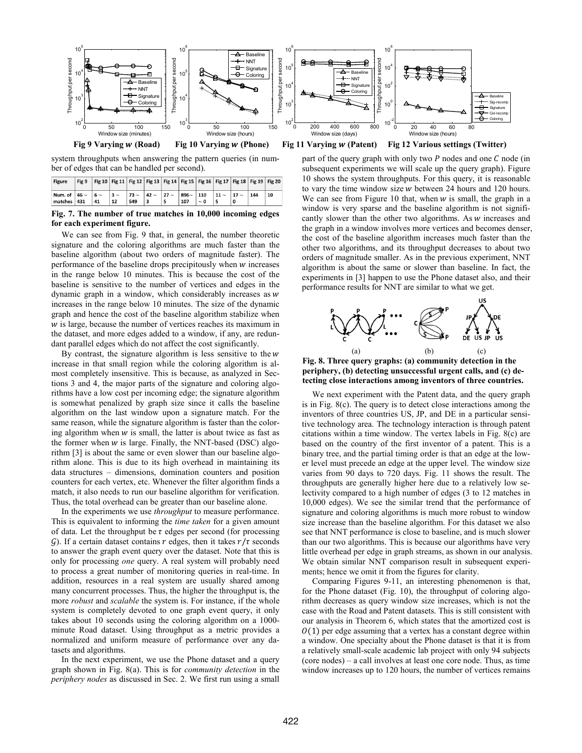10^5
10^4
10^3
10^2
Throughput per second
0 50 100 150
Window size (minutes)
Baseline
NNT
Signature
Coloring

**Fig 9 Varying $w$ (Road)**

10^6
10^5
10^4
10^3
Throughput per second
0 50 100 150
Window size (hours)
Baseline
NNT
Signature
Coloring

**Fig 10 Varying $w$ (Phone)**

10^6
10^5
10^4
10^3
10^2
Throughput per second
0 200 400 600 800
Window size (days)
Baseline
NNT
Signature
Coloring

**Fig 11 Varying $w$ (Patent)**

10^6
10^4
10^2
10^0
10^-2
Throughput per second
0 20 40 60 80
Window size (hours)
Baseline
Sig-recomp
Signature
Col-recomp
Coloring

**Fig 12 Various settings (Twitter)**

system throughputs when answering the pattern queries (in number of edges that can be handled per second).

| Figure | Fig 9 | Fig 10 | Fig 11 | Fig 12 | Fig 13 | Fig 14 | Fig 15 | Fig 16 | Fig 17 | Fig 18 | Fig 19 | Fig 20 |
|---|---|---|---|---|---|---|---|---|---|---|---|---|
| Num. of matches | 46 ~ 431 | 6 ~ 41 | 3 ~ 12 | 73 ~ 549 | 42 ~ 3 | 27 ~ 5 | 896~ 107 | 110 ~ 0 | 11 ~ 5 | 17 ~ 0 | 144 | 10 |

**Fig. 7. The number of true matches in 10,000 incoming edges for each experiment figure.**

We can see from Fig. 9 that, in general, the number theoretic signature and the coloring algorithms are much faster than the baseline algorithm (about two orders of magnitude faster). The performance of the baseline drops precipitously when $w$ increases in the range below 10 minutes. This is because the cost of the baseline is sensitive to the number of vertices and edges in the dynamic graph in a window, which considerably increases as $w$ increases in the range below 10 minutes. The size of the dynamic graph and hence the cost of the baseline algorithm stabilize when $w$ is large, because the number of vertices reaches its maximum in the dataset, and more edges added to a window, if any, are redundant parallel edges which do not affect the cost significantly.

By contrast, the signature algorithm is less sensitive to the $w$ increase in that small region while the coloring algorithm is almost completely insensitive. This is because, as analyzed in Sections 3 and 4, the major parts of the signature and coloring algorithms have a low cost per incoming edge; the signature algorithm is somewhat penalized by graph size since it calls the baseline algorithm on the last window upon a signature match. For the same reason, while the signature algorithm is faster than the coloring algorithm when $w$ is small, the latter is about twice as fast as the former when $w$ is large. Finally, the NNT-based (DSC) algorithm [3] is about the same or even slower than our baseline algorithm alone. This is due to its high overhead in maintaining its data structures – dimensions, domination counters and position counters for each vertex, etc. Whenever the filter algorithm finds a match, it also needs to run our baseline algorithm for verification. Thus, the total overhead can be greater than our baseline alone.

In the experiments we use *throughput* to measure performance. This is equivalent to informing the *time taken* for a given amount of data. Let the throughput be $\tau$ edges per second (for processing $\mathcal{G}$). If a certain dataset contains $r$ edges, then it takes $r/\tau$ seconds to answer the graph event query over the dataset. Note that this is only for processing *one* query. A real system will probably need to process a great number of monitoring queries in real-time. In addition, resources in a real system are usually shared among many concurrent processes. Thus, the higher the throughput is, the more *robust* and *scalable* the system is. For instance, if the whole system is completely devoted to one graph event query, it only takes about 10 seconds using the coloring algorithm on a 1000-minute Road dataset. Using throughput as a metric provides a normalized and uniform measure of performance over any datasets and algorithms.

In the next experiment, we use the Phone dataset and a query graph shown in Fig. 8(a). This is for *community detection* in the *periphery nodes* as discussed in Sec. 2. We first run using a small part of the query graph with only two $P$ nodes and one $C$ node (in subsequent experiments we will scale up the query graph). Figure 10 shows the system throughputs. For this query, it is reasonable to vary the time window size $w$ between 24 hours and 120 hours. We can see from Figure 10 that, when $w$ is small, the graph in a window is very sparse and the baseline algorithm is not significantly slower than the other two algorithms. As $w$ increases and the graph in a window involves more vertices and becomes denser, the cost of the baseline algorithm increases much faster than the other two algorithms, and its throughput decreases to about two orders of magnitude smaller. As in the previous experiment, NNT algorithm is about the same or slower than baseline. In fact, the experiments in [3] happen to use the Phone dataset also, and their performance results for NNT are similar to what we get.

P P P L L C C ... C S S P P US JP DE DE US JP US

(a) (b) (c)

**Fig. 8. Three query graphs: (a) community detection in the periphery, (b) detecting unsuccessful urgent calls, and (c) detecting close interactions among inventors of three countries.**

We next experiment with the Patent data, and the query graph is in Fig. 8(c). The query is to detect close interactions among the inventors of three countries US, JP, and DE in a particular sensitive technology area. The technology interaction is through patent citations within a time window. The vertex labels in Fig. 8(c) are based on the country of the first inventor of a patent. This is a binary tree, and the partial timing order is that an edge at the lower level must precede an edge at the upper level. The window size varies from 90 days to 720 days. Fig. 11 shows the result. The throughputs are generally higher here due to a relatively low selectivity compared to a high number of edges (3 to 12 matches in 10,000 edges). We see the similar trend that the performance of signature and coloring algorithms is much more robust to window size increase than the baseline algorithm. For this dataset we also see that NNT performance is close to baseline, and is much slower than our two algorithms. This is because our algorithms have very little overhead per edge in graph streams, as shown in our analysis. We obtain similar NNT comparison result in subsequent experiments; hence we omit it from the figures for clarity.

Comparing Figures 9-11, an interesting phenomenon is that, for the Phone dataset (Fig. 10), the throughput of coloring algorithm decreases as query window size increases, which is not the case with the Road and Patent datasets. This is still consistent with our analysis in Theorem 6, which states that the amortized cost is $O(1)$ per edge assuming that a vertex has a constant degree within a window. One specialty about the Phone dataset is that it is from a relatively small-scale academic lab project with only 94 subjects (core nodes) – a call involves at least one core node. Thus, as time window increases up to 120 hours, the number of vertices remains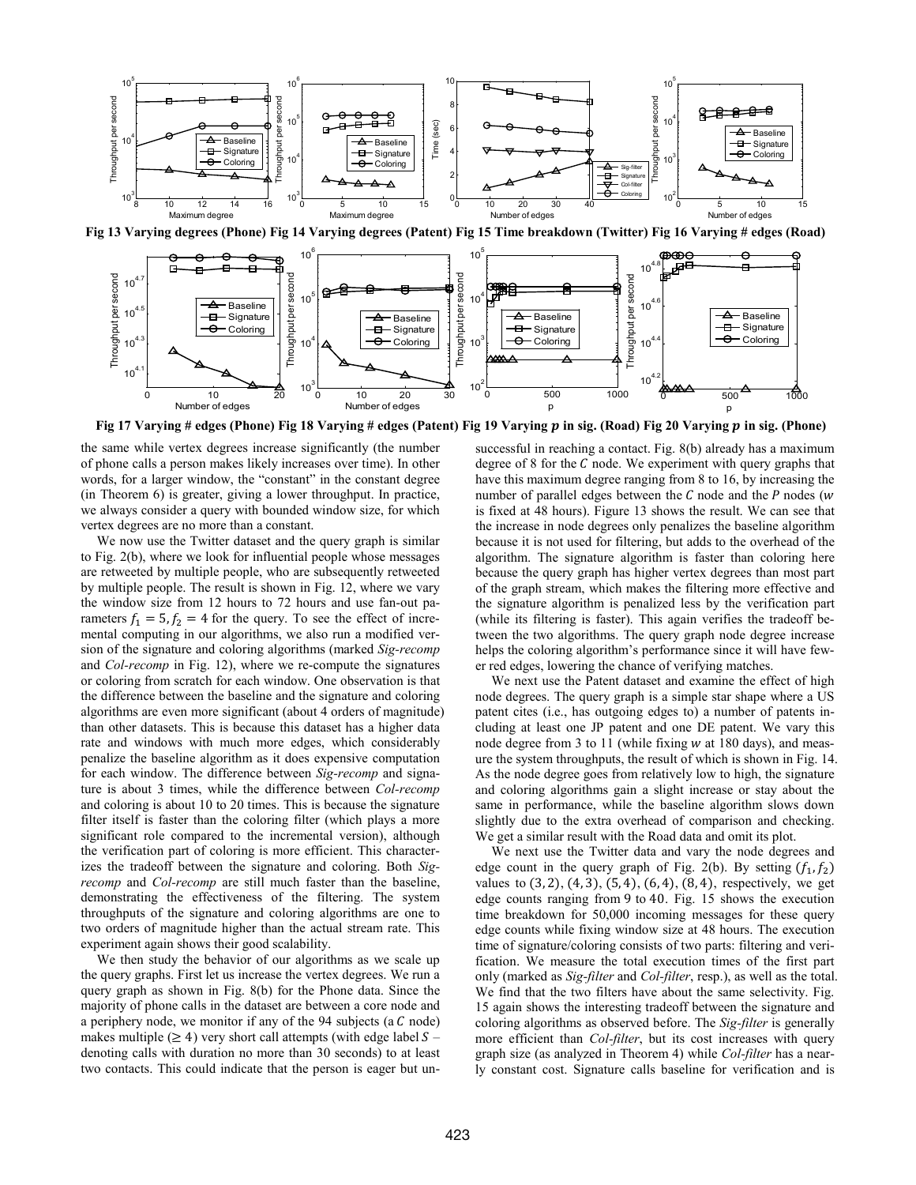Fig 13 Varying degrees (Phone) Fig 14 Varying degrees (Patent) Fig 15 Time breakdown (Twitter) Fig 16 Varying # edges (Road)

Fig 17 Varying # edges (Phone) Fig 18 Varying # edges (Patent) Fig 19 Varying $p$ in sig. (Road) Fig 20 Varying $p$ in sig. (Phone)

the same while vertex degrees increase significantly (the number of phone calls a person makes likely increases over time). In other words, for a larger window, the "constant" in the constant degree (in Theorem 6) is greater, giving a lower throughput. In practice, we always consider a query with bounded window size, for which vertex degrees are no more than a constant.

We now use the Twitter dataset and the query graph is similar to Fig. 2(b), where we look for influential people whose messages are retweeted by multiple people, who are subsequently retweeted by multiple people. The result is shown in Fig. 12, where we vary the window size from 12 hours to 72 hours and use fan-out parameters $f_1 = 5, f_2 = 4$ for the query. To see the effect of incremental computing in our algorithms, we also run a modified version of the signature and coloring algorithms (marked *Sig-recomp* and *Col-recomp* in Fig. 12), where we re-compute the signatures or coloring from scratch for each window. One observation is that the difference between the baseline and the signature and coloring algorithms are even more significant (about 4 orders of magnitude) than other datasets. This is because this dataset has a higher data rate and windows with much more edges, which considerably penalize the baseline algorithm as it does expensive computation for each window. The difference between *Sig-recomp* and signature is about 3 times, while the difference between *Col-recomp* and coloring is about 10 to 20 times. This is because the signature filter itself is faster than the coloring filter (which plays a more significant role compared to the incremental version), although the verification part of coloring is more efficient. This characterizes the tradeoff between the signature and coloring. Both *Sig-recomp* and *Col-recomp* are still much faster than the baseline, demonstrating the effectiveness of the filtering. The system throughputs of the signature and coloring algorithms are one to two orders of magnitude higher than the actual stream rate. This experiment again shows their good scalability.

We then study the behavior of our algorithms as we scale up the query graphs. First let us increase the vertex degrees. We run a query graph as shown in Fig. 8(b) for the Phone data. Since the majority of phone calls in the dataset are between a core node and a periphery node, we monitor if any of the 94 subjects (a $C$ node) makes multiple ($\geq 4$) very short call attempts (with edge label $S$ – denoting calls with duration no more than 30 seconds) to at least two contacts. This could indicate that the person is eager but unsuccessful in reaching a contact. Fig. 8(b) already has a maximum degree of 8 for the $C$ node. We experiment with query graphs that have this maximum degree ranging from 8 to 16, by increasing the number of parallel edges between the $C$ node and the $P$ nodes ($w$ is fixed at 48 hours). Figure 13 shows the result. We can see that the increase in node degrees only penalizes the baseline algorithm because it is not used for filtering, but adds to the overhead of the algorithm. The signature algorithm is faster than coloring here because the query graph has higher vertex degrees than most part of the graph stream, which makes the filtering more effective and the signature algorithm is penalized less by the verification part (while its filtering is faster). This again verifies the tradeoff between the two algorithms. The query graph node degree increase helps the coloring algorithm's performance since it will have fewer red edges, lowering the chance of verifying matches.

We next use the Patent dataset and examine the effect of high node degrees. The query graph is a simple star shape where a US patent cites (i.e., has outgoing edges to) a number of patents including at least one JP patent and one DE patent. We vary this node degree from 3 to 11 (while fixing $w$ at 180 days), and measure the system throughputs, the result of which is shown in Fig. 14. As the node degree goes from relatively low to high, the signature and coloring algorithms gain a slight increase or stay about the same in performance, while the baseline algorithm slows down slightly due to the extra overhead of comparison and checking. We get a similar result with the Road data and omit its plot.

We next use the Twitter data and vary the node degrees and edge count in the query graph of Fig. 2(b). By setting $(f_1, f_2)$ values to $(3,2), (4,3), (5,4), (6,4), (8,4)$, respectively, we get edge counts ranging from 9 to 40. Fig. 15 shows the execution time breakdown for 50,000 incoming messages for these query edge counts while fixing window size at 48 hours. The execution time of signature/coloring consists of two parts: filtering and verification. We measure the total execution times of the first part only (marked as *Sig-filter* and *Col-filter*, resp.), as well as the total. We find that the two filters have about the same selectivity. Fig. 15 again shows the interesting tradeoff between the signature and coloring algorithms as observed before. The *Sig-filter* is generally more efficient than *Col-filter*, but its cost increases with query graph size (as analyzed in Theorem 4) while *Col-filter* has a nearly constant cost. Signature calls baseline for verification and is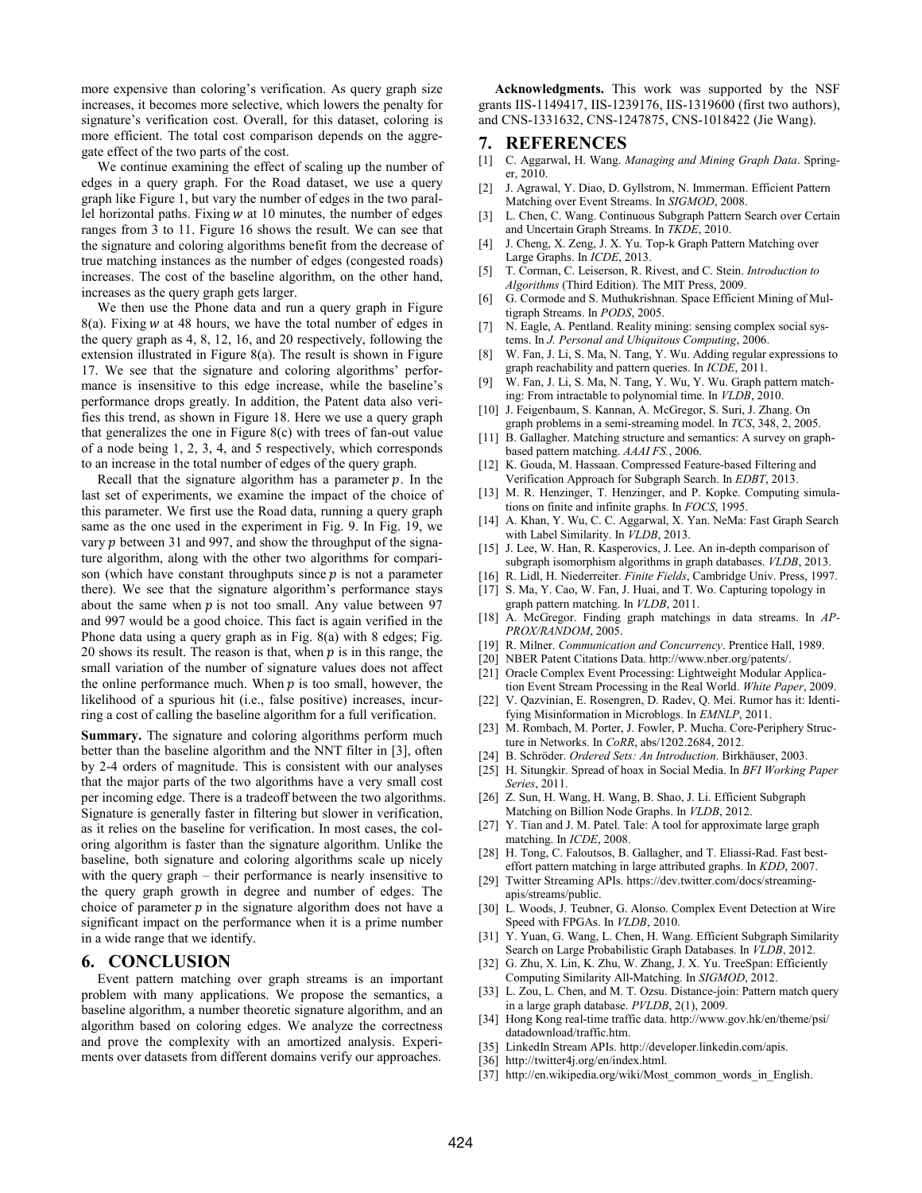more expensive than coloring's verification. As query graph size increases, it becomes more selective, which lowers the penalty for signature's verification cost. Overall, for this dataset, coloring is more efficient. The total cost comparison depends on the aggregate effect of the two parts of the cost.

We continue examining the effect of scaling up the number of edges in a query graph. For the Road dataset, we use a query graph like Figure 1, but vary the number of edges in the two parallel horizontal paths. Fixing $w$ at 10 minutes, the number of edges ranges from 3 to 11. Figure 16 shows the result. We can see that the signature and coloring algorithms benefit from the decrease of true matching instances as the number of edges (congested roads) increases. The cost of the baseline algorithm, on the other hand, increases as the query graph gets larger.

We then use the Phone data and run a query graph in Figure 8(a). Fixing $w$ at 48 hours, we have the total number of edges in the query graph as 4, 8, 12, 16, and 20 respectively, following the extension illustrated in Figure 8(a). The result is shown in Figure 17. We see that the signature and coloring algorithms' performance is insensitive to this edge increase, while the baseline's performance drops greatly. In addition, the Patent data also verifies this trend, as shown in Figure 18. Here we use a query graph that generalizes the one in Figure 8(c) with trees of fan-out value of a node being 1, 2, 3, 4, and 5 respectively, which corresponds to an increase in the total number of edges of the query graph.

Recall that the signature algorithm has a parameter $p$. In the last set of experiments, we examine the impact of the choice of this parameter. We first use the Road data, running a query graph same as the one used in the experiment in Fig. 9. In Fig. 19, we vary $p$ between 31 and 997, and show the throughput of the signature algorithm, along with the other two algorithms for comparison (which have constant throughputs since $p$ is not a parameter there). We see that the signature algorithm's performance stays about the same when $p$ is not too small. Any value between 97 and 997 would be a good choice. This fact is again verified in the Phone data using a query graph as in Fig. 8(a) with 8 edges; Fig. 20 shows its result. The reason is that, when $p$ is in this range, the small variation of the number of signature values does not affect the online performance much. When $p$ is too small, however, the likelihood of a spurious hit (i.e., false positive) increases, incurring a cost of calling the baseline algorithm for a full verification.

**Summary.** The signature and coloring algorithms perform much better than the baseline algorithm and the NNT filter in [3], often by 2-4 orders of magnitude. This is consistent with our analyses that the major parts of the two algorithms have a very small cost per incoming edge. There is a tradeoff between the two algorithms. Signature is generally faster in filtering but slower in verification, as it relies on the baseline for verification. In most cases, the coloring algorithm is faster than the signature algorithm. Unlike the baseline, both signature and coloring algorithms scale up nicely with the query graph – their performance is nearly insensitive to the query graph growth in degree and number of edges. The choice of parameter $p$ in the signature algorithm does not have a significant impact on the performance when it is a prime number in a wide range that we identify.

## 6. CONCLUSION

Event pattern matching over graph streams is an important problem with many applications. We propose the semantics, a baseline algorithm, a number theoretic signature algorithm, and an algorithm based on coloring edges. We analyze the correctness and prove the complexity with an amortized analysis. Experiments over datasets from different domains verify our approaches.

**Acknowledgments.** This work was supported by the NSF grants IIS-1149417, IIS-1239176, IIS-1319600 (first two authors), and CNS-1331632, CNS-1247875, CNS-1018422 (Jie Wang).

## 7. REFERENCES

[1] C. Aggarwal, H. Wang. *Managing and Mining Graph Data*. Springer, 2010.

[2] J. Agrawal, Y. Diao, D. Gyllstrom, N. Immerman. Efficient Pattern Matching over Event Streams. In *SIGMOD*, 2008.

[3] L. Chen, C. Wang. Continuous Subgraph Pattern Search over Certain and Uncertain Graph Streams. In *TKDE*, 2010.

[4] J. Cheng, X. Zeng, J. X. Yu. Top-k Graph Pattern Matching over Large Graphs. In *ICDE*, 2013.

[5] T. Corman, C. Leiserson, R. Rivest, and C. Stein. *Introduction to Algorithms* (Third Edition). The MIT Press, 2009.

[6] G. Cormode and S. Muthukrishnan. Space Efficient Mining of Multigraph Streams. In *PODS*, 2005.

[7] N. Eagle, A. Pentland. Reality mining: sensing complex social systems. In *J. Personal and Ubiquitous Computing*, 2006.

[8] W. Fan, J. Li, S. Ma, N. Tang, Y. Wu. Adding regular expressions to graph reachability and pattern queries. In *ICDE*, 2011.

[9] W. Fan, J. Li, S. Ma, N. Tang, Y. Wu, Y. Wu. Graph pattern matching: From intractable to polynomial time. In *VLDB*, 2010.

[10] J. Feigenbaum, S. Kannan, A. McGregor, S. Suri, J. Zhang. On graph problems in a semi-streaming model. In *TCS*, 348, 2, 2005.

[11] B. Gallagher. Matching structure and semantics: A survey on graph-based pattern matching. *AAAI FS.*, 2006.

[12] K. Gouda, M. Hassaan. Compressed Feature-based Filtering and Verification Approach for Subgraph Search. In *EDBT*, 2013.

[13] M. R. Henzinger, T. Henzinger, and P. Kopke. Computing simulations on finite and infinite graphs. In *FOCS*, 1995.

[14] A. Khan, Y. Wu, C. C. Aggarwal, X. Yan. NeMa: Fast Graph Search with Label Similarity. In *VLDB*, 2013.

[15] J. Lee, W. Han, R. Kasperovics, J. Lee. An in-depth comparison of subgraph isomorphism algorithms in graph databases. *VLDB*, 2013.

[16] R. Lidl, H. Niederreiter. *Finite Fields*, Cambridge Univ. Press, 1997.

[17] S. Ma, Y. Cao, W. Fan, J. Huai, and T. Wo. Capturing topology in graph pattern matching. In *VLDB*, 2011.

[18] A. McGregor. Finding graph matchings in data streams. In *APPROX/RANDOM*, 2005.

[19] R. Milner. *Communication and Concurrency*. Prentice Hall, 1989.

[20] NBER Patent Citations Data. http://www.nber.org/patents/.

[21] Oracle Complex Event Processing: Lightweight Modular Application Event Stream Processing in the Real World. *White Paper*, 2009.

[22] V. Qazvinian, E. Rosengren, D. Radev, Q. Mei. Rumor has it: Identifying Misinformation in Microblogs. In *EMNLP*, 2011.

[23] M. Rombach, M. Porter, J. Fowler, P. Mucha. Core-Periphery Structure in Networks. In *CoRR*, abs/1202.2684, 2012.

[24] B. Schröder. *Ordered Sets: An Introduction*. Birkhäuser, 2003.

[25] H. Situngkir. Spread of hoax in Social Media. In *BFI Working Paper Series*, 2011.

[26] Z. Sun, H. Wang, H. Wang, B. Shao, J. Li. Efficient Subgraph Matching on Billion Node Graphs. In *VLDB*, 2012.

[27] Y. Tian and J. M. Patel. Tale: A tool for approximate large graph matching. In *ICDE*, 2008.

[28] H. Tong, C. Faloutsos, B. Gallagher, and T. Eliassi-Rad. Fast best-effort pattern matching in large attributed graphs. In *KDD*, 2007.

[29] Twitter Streaming APIs. https://dev.twitter.com/docs/streaming-apis/streams/public.

[30] L. Woods, J. Teubner, G. Alonso. Complex Event Detection at Wire Speed with FPGAs. In *VLDB*, 2010.

[31] Y. Yuan, G. Wang, L. Chen, H. Wang. Efficient Subgraph Similarity Search on Large Probabilistic Graph Databases. In *VLDB*, 2012.

[32] G. Zhu, X. Lin, K. Zhu, W. Zhang, J. X. Yu. TreeSpan: Efficiently Computing Similarity All-Matching. In *SIGMOD*, 2012.

[33] L. Zou, L. Chen, and M. T. Ozsu. Distance-join: Pattern match query in a large graph database. *PVLDB*, 2(1), 2009.

[34] Hong Kong real-time traffic data. http://www.gov.hk/en/theme/psi/datadownload/traffic.htm.

[35] LinkedIn Stream APIs. http://developer.linkedin.com/apis.

[36] http://twitter4j.org/en/index.html.

[37] http://en.wikipedia.org/wiki/Most_common_words_in_English.